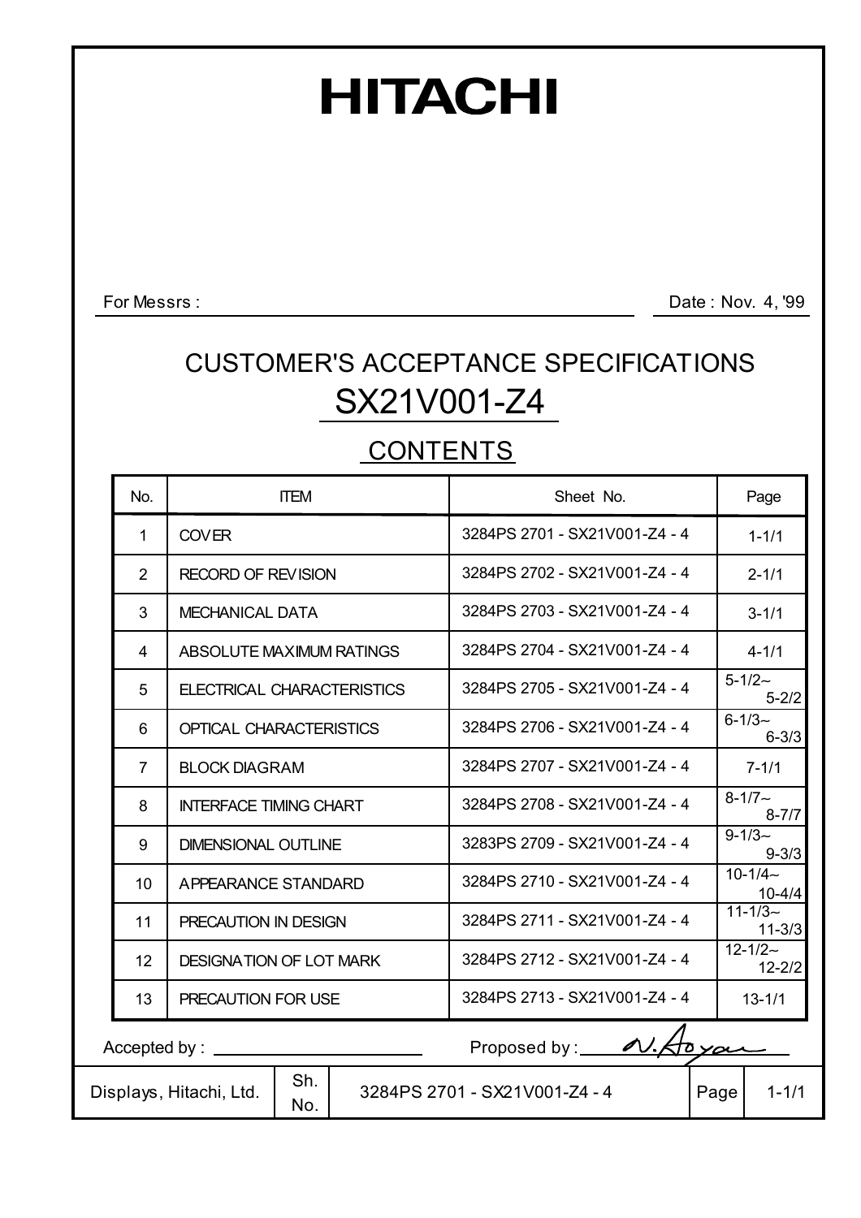# HITACHI

For Messrs : Date : Nov. 4, '99

## CUSTOMER'S ACCEPTANCE SPECIFICATIONS

## SX21V001-Z4

### CONTENTS

| No. | ITEM | Sheet No. | Page |
|---|---|---|---|
| 1 | COVER | 3284PS 2701 - SX21V001-Z4 - 4 | 1-1/1 |
| 2 | RECORD OF REVISION | 3284PS 2702 - SX21V001-Z4 - 4 | 2-1/1 |
| 3 | MECHANICAL DATA | 3284PS 2703 - SX21V001-Z4 - 4 | 3-1/1 |
| 4 | ABSOLUTE MAXIMUM RATINGS | 3284PS 2704 - SX21V001-Z4 - 4 | 4-1/1 |
| 5 | ELECTRICAL CHARACTERISTICS | 3284PS 2705 - SX21V001-Z4 - 4 | 5-1/2~ 5-2/2 |
| 6 | OPTICAL CHARACTERISTICS | 3284PS 2706 - SX21V001-Z4 - 4 | 6-1/3~ 6-3/3 |
| 7 | BLOCK DIAGRAM | 3284PS 2707 - SX21V001-Z4 - 4 | 7-1/1 |
| 8 | INTERFACE TIMING CHART | 3284PS 2708 - SX21V001-Z4 - 4 | 8-1/7~ 8-7/7 |
| 9 | DIMENSIONAL OUTLINE | 3283PS 2709 - SX21V001-Z4 - 4 | 9-1/3~ 9-3/3 |
| 10 | APPEARANCE STANDARD | 3284PS 2710 - SX21V001-Z4 - 4 | 10-1/4~ 10-4/4 |
| 11 | PRECAUTION IN DESIGN | 3284PS 2711 - SX21V001-Z4 - 4 | 11-1/3~ 11-3/3 |
| 12 | DESIGNATION OF LOT MARK | 3284PS 2712 - SX21V001-Z4 - 4 | 12-1/2~ 12-2/2 |
| 13 | PRECAUTION FOR USE | 3284PS 2713 - SX21V001-Z4 - 4 | 13-1/1 |

Accepted by : \_\_\_\_\_\_\_\_\_\_\_\_\_\_\_\_ Proposed by : N. Aoyama

| Displays, Hitachi, Ltd. | Sh. No. | 3284PS 2701 - SX21V001-Z4 - 4 | Page | 1-1/1 |
|---|---|---|---|---|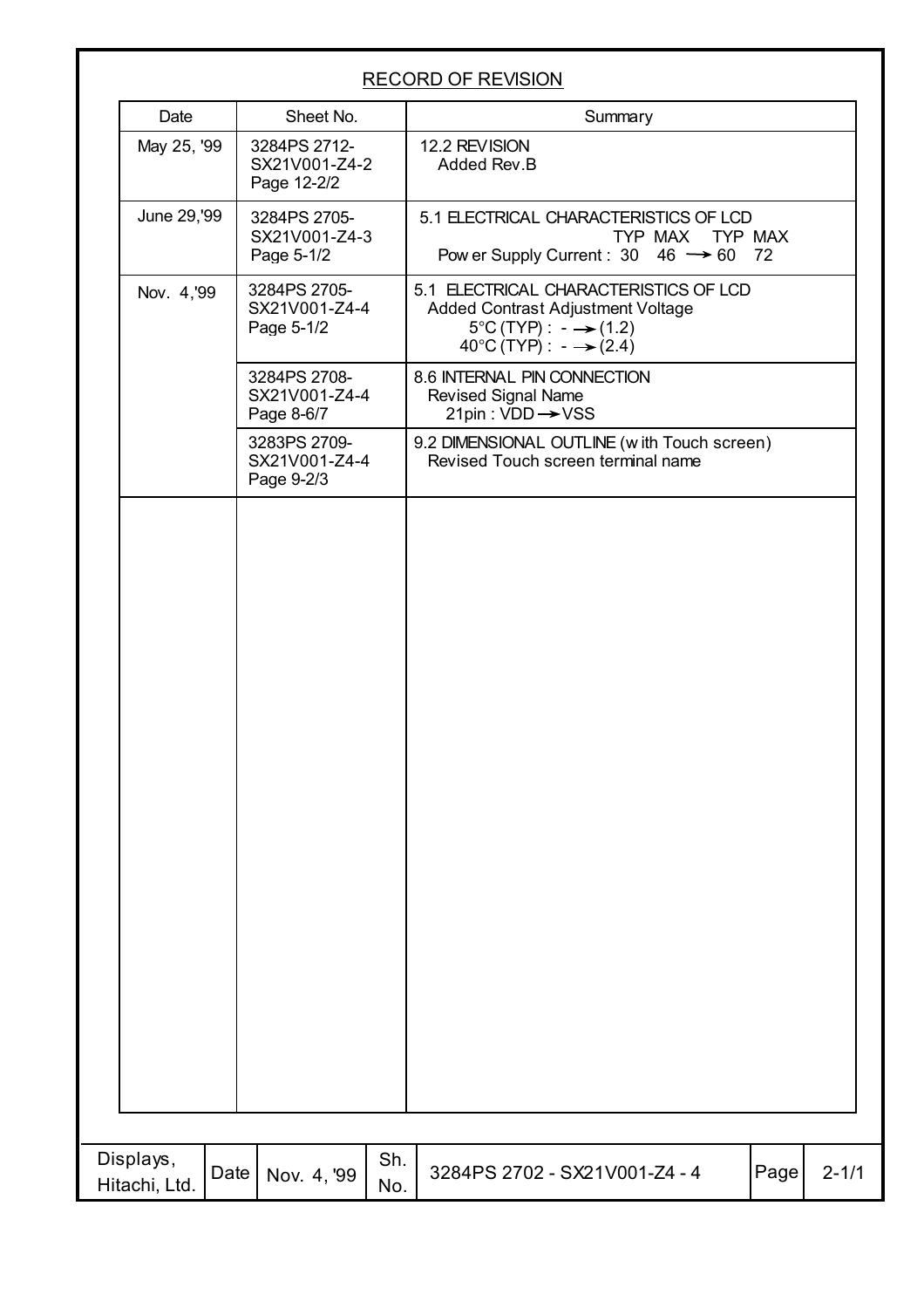## RECORD OF REVISION

| Date | Sheet No. | Summary |
|---|---|---|
| May 25, '99 | 3284PS 2712-SX21V001-Z4-2 Page 12-2/2 | 12.2 REVISION<br>Added Rev.B |
| June 29,'99 | 3284PS 2705-SX21V001-Z4-3 Page 5-1/2 | 5.1 ELECTRICAL CHARACTERISTICS OF LCD<br>TYP MAX → TYP MAX<br>Power Supply Current : 30 46 → 60 72 |
| Nov. 4,'99 | 3284PS 2705-SX21V001-Z4-4 Page 5-1/2 | 5.1 ELECTRICAL CHARACTERISTICS OF LCD<br>Added Contrast Adjustment Voltage<br>5°C (TYP) : - → (1.2)<br>40°C (TYP) : - → (2.4) |
| | 3284PS 2708-SX21V001-Z4-4 Page 8-6/7 | 8.6 INTERNAL PIN CONNECTION<br>Revised Signal Name<br>21pin : VDD → VSS |
| | 3283PS 2709-SX21V001-Z4-4 Page 9-2/3 | 9.2 DIMENSIONAL OUTLINE (with Touch screen)<br>Revised Touch screen terminal name |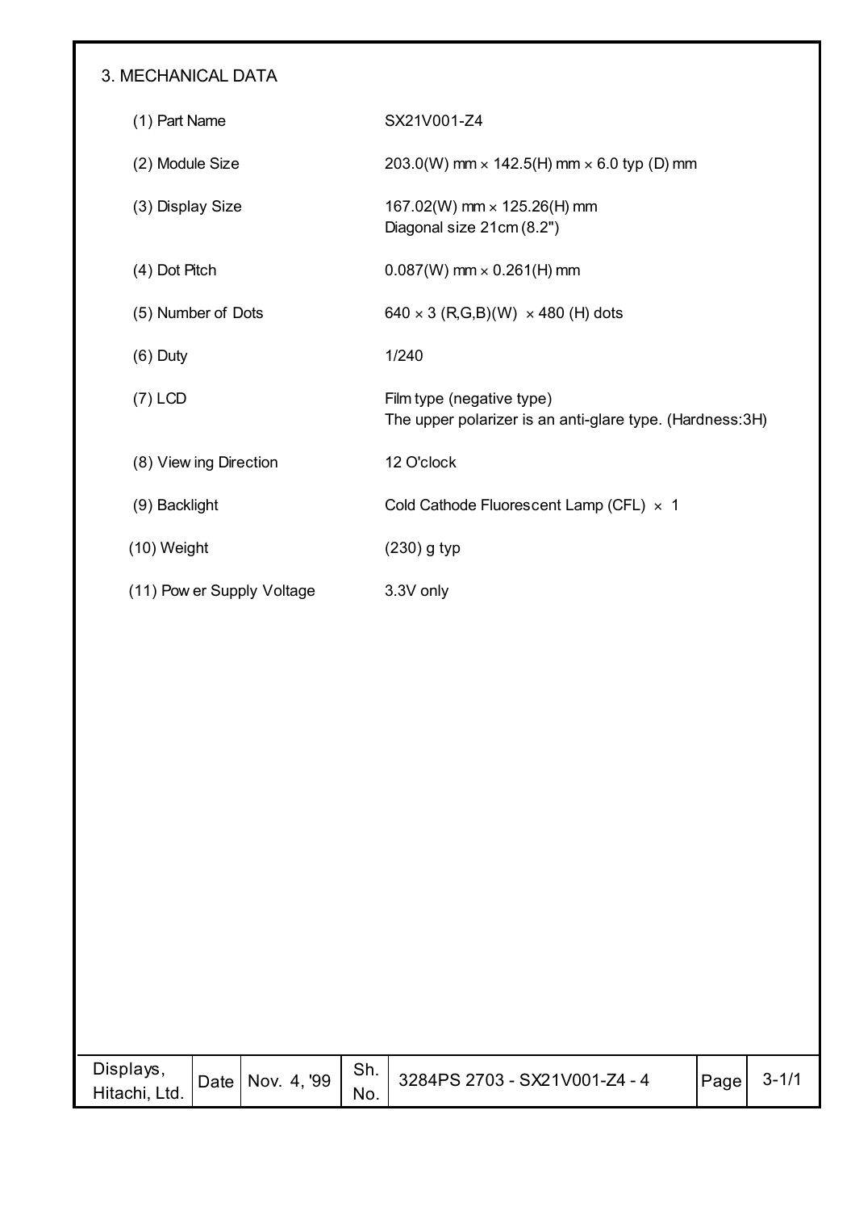## 3. MECHANICAL DATA

| | |
|---|---|
| (1) Part Name | SX21V001-Z4 |
| (2) Module Size | 203.0(W) mm × 142.5(H) mm × 6.0 typ (D) mm |
| (3) Display Size | 167.02(W) mm × 125.26(H) mm<br>Diagonal size 21cm (8.2") |
| (4) Dot Pitch | 0.087(W) mm × 0.261(H) mm |
| (5) Number of Dots | 640 × 3 (R,G,B)(W) × 480 (H) dots |
| (6) Duty | 1/240 |
| (7) LCD | Film type (negative type)<br>The upper polarizer is an anti-glare type. (Hardness:3H) |
| (8) Viewing Direction | 12 O'clock |
| (9) Backlight | Cold Cathode Fluorescent Lamp (CFL) × 1 |
| (10) Weight | (230) g typ |
| (11) Power Supply Voltage | 3.3V only |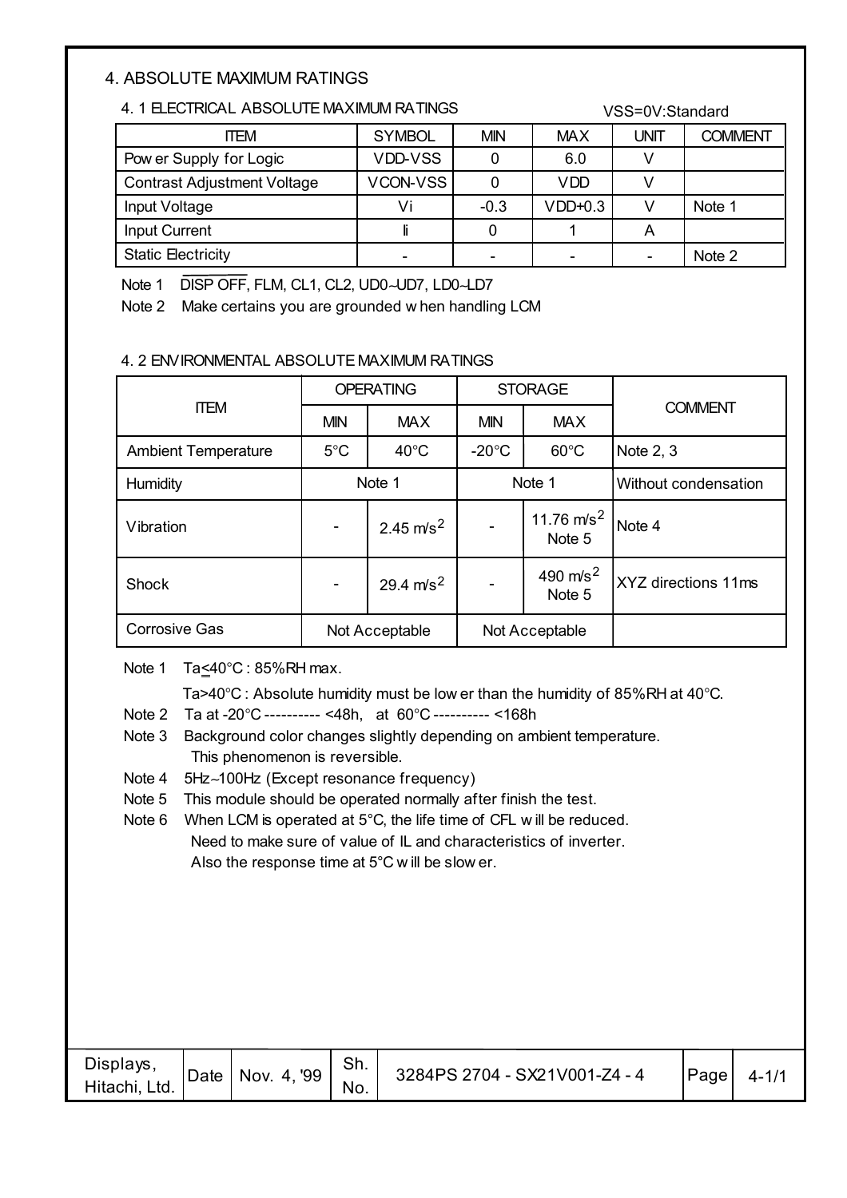# 4. ABSOLUTE MAXIMUM RATINGS

## 4. 1 ELECTRICAL ABSOLUTE MAXIMUM RATINGS

VSS=0V:Standard

| ITEM | SYMBOL | MIN | MAX | UNIT | COMMENT |
|---|---|---|---|---|---|
| Power Supply for Logic | VDD-VSS | 0 | 6.0 | V | |
| Contrast Adjustment Voltage | VCON-VSS | 0 | VDD | V | |
| Input Voltage | Vi | -0.3 | VDD+0.3 | V | Note 1 |
| Input Current | Ii | 0 | 1 | A | |
| Static Electricity | - | - | - | - | Note 2 |

Note 1 $\overline{\text{DISP OFF}}$, FLM, CL1, CL2, UD0~UD7, LD0~LD7

Note 2 Make certains you are grounded when handling LCM

## 4. 2 ENVIRONMENTAL ABSOLUTE MAXIMUM RATINGS

| ITEM | OPERATING | | STORAGE | | COMMENT |
|---|---|---|---|---|---|
| | MIN | MAX | MIN | MAX | |
| Ambient Temperature | 5°C | 40°C | -20°C | 60°C | Note 2, 3 |
| Humidity | Note 1 | | Note 1 | | Without condensation |
| Vibration | - | 2.45 m/s$^2$ | - | 11.76 m/s$^2$ Note 5 | Note 4 |
| Shock | - | 29.4 m/s$^2$ | - | 490 m/s$^2$ Note 5 | XYZ directions 11ms |
| Corrosive Gas | Not Acceptable | | Not Acceptable | | |

Note 1 Ta≤40°C : 85%RH max.

Ta>40°C : Absolute humidity must be lower than the humidity of 85%RH at 40°C.

Note 2 Ta at -20°C ---------- <48h, at 60°C ---------- <168h

Note 3 Background color changes slightly depending on ambient temperature. This phenomenon is reversible.

Note 4 5Hz~100Hz (Except resonance frequency)

Note 5 This module should be operated normally after finish the test.

Note 6 When LCM is operated at 5°C, the life time of CFL will be reduced. Need to make sure of value of IL and characteristics of inverter. Also the response time at 5°C will be slower.

| Displays, Hitachi, Ltd. | Date | Nov. 4, '99 | Sh. No. | 3284PS 2704 - SX21V001-Z4 - 4 | Page | 4-1/1 |
|---|---|---|---|---|---|---|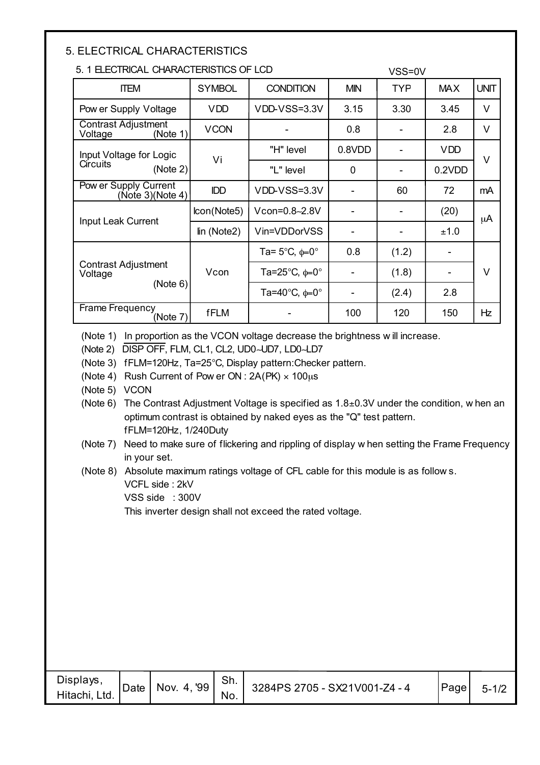# 5. ELECTRICAL CHARACTERISTICS

## 5. 1 ELECTRICAL CHARACTERISTICS OF LCD

VSS=0V

| ITEM | SYMBOL | CONDITION | MIN | TYP | MAX | UNIT |
|---|---|---|---|---|---|---|
| Power Supply Voltage | VDD | VDD-VSS=3.3V | 3.15 | 3.30 | 3.45 | V |
| Contrast Adjustment Voltage (Note 1) | VCON | - | 0.8 | - | 2.8 | V |
| Input Voltage for Logic Circuits (Note 2) | Vi | "H" level | 0.8VDD | - | VDD | V |
| | | "L" level | 0 | - | 0.2VDD | |
| Power Supply Current (Note 3)(Note 4) | IDD | VDD-VSS=3.3V | - | 60 | 72 | mA |
| Input Leak Current | Icon(Note5) | Vcon=0.8~2.8V | - | - | (20) | μA |
| | Iin (Note2) | Vin=VDDorVSS | - | - | ±1.0 | |
| Contrast Adjustment Voltage (Note 6) | Vcon | Ta= 5°C, φ=0° | 0.8 | (1.2) | - | V |
| | | Ta=25°C, φ=0° | - | (1.8) | - | |
| | | Ta=40°C, φ=0° | - | (2.4) | 2.8 | |
| Frame Frequency (Note 7) | fFLM | - | 100 | 120 | 150 | Hz |

(Note 1) In proportion as the VCON voltage decrease the brightness will increase.

(Note 2) $\overline{\text{DISP OFF}}$, FLM, CL1, CL2, UD0~UD7, LD0~LD7

(Note 3) fFLM=120Hz, Ta=25°C, Display pattern:Checker pattern.

(Note 4) Rush Current of Power ON : 2A(PK) × 100μs

(Note 5) VCON

(Note 6) The Contrast Adjustment Voltage is specified as 1.8±0.3V under the condition, when an optimum contrast is obtained by naked eyes as the "Q" test pattern.
fFLM=120Hz, 1/240Duty

(Note 7) Need to make sure of flickering and rippling of display when setting the Frame Frequency in your set.

(Note 8) Absolute maximum ratings voltage of CFL cable for this module is as follows.
VCFL side : 2kV
VSS side : 300V
This inverter design shall not exceed the rated voltage.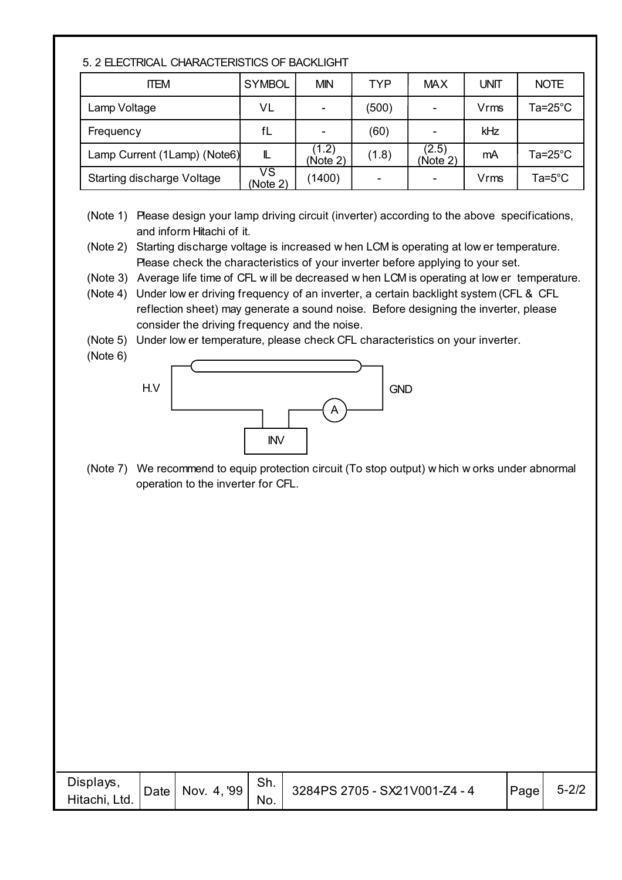## 5. 2 ELECTRICAL CHARACTERISTICS OF BACKLIGHT

| ITEM | SYMBOL | MIN | TYP | MAX | UNIT | NOTE |
|---|---|---|---|---|---|---|
| Lamp Voltage | VL | - | (500) | - | Vrms | Ta=25°C |
| Frequency | fL | - | (60) | - | kHz | |
| Lamp Current (1Lamp) (Note6) | IL | (1.2) (Note 2) | (1.8) | (2.5) (Note 2) | mA | Ta=25°C |
| Starting discharge Voltage | VS (Note 2) | (1400) | - | - | Vrms | Ta=5°C |

(Note 1) Please design your lamp driving circuit (inverter) according to the above specifications, and inform Hitachi of it.

(Note 2) Starting discharge voltage is increased when LCM is operating at lower temperature. Please check the characteristics of your inverter before applying to your set.

(Note 3) Average life time of CFL will be decreased when LCM is operating at lower temperature.

(Note 4) Under lower driving frequency of an inverter, a certain backlight system (CFL & CFL reflection sheet) may generate a sound noise. Before designing the inverter, please consider the driving frequency and the noise.

(Note 5) Under lower temperature, please check CFL characteristics on your inverter.

(Note 6)

H.V — GND — A — INV

(Note 7) We recommend to equip protection circuit (To stop output) which works under abnormal operation to the inverter for CFL.

| Displays, Hitachi, Ltd. | Date | Nov. 4, '99 | Sh. No. | 3284PS 2705 - SX21V001-Z4 - 4 | Page | 5-2/2 |
|---|---|---|---|---|---|---|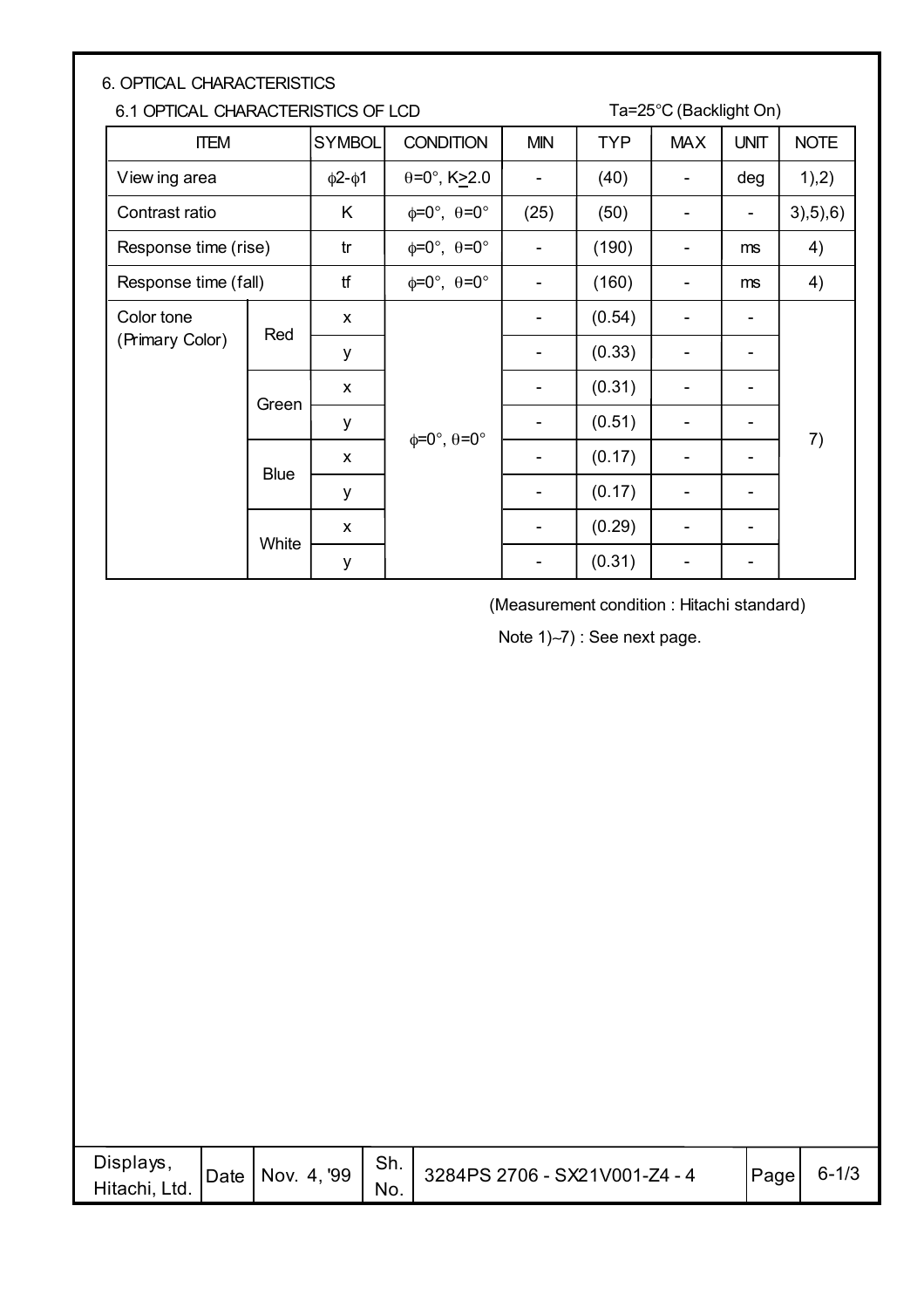## 6. OPTICAL CHARACTERISTICS

### 6.1 OPTICAL CHARACTERISTICS OF LCD

Ta=25°C (Backlight On)

| ITEM | | SYMBOL | CONDITION | MIN | TYP | MAX | UNIT | NOTE |
|---|---|---|---|---|---|---|---|---|
| Viewing area | | $\phi 2$-$\phi 1$ | $\theta$=0°, K≥2.0 | - | (40) | - | deg | 1),2) |
| Contrast ratio | | K | $\phi$=0°, $\theta$=0° | (25) | (50) | - | - | 3),5),6) |
| Response time (rise) | | tr | $\phi$=0°, $\theta$=0° | - | (190) | - | ms | 4) |
| Response time (fall) | | tf | $\phi$=0°, $\theta$=0° | - | (160) | - | ms | 4) |
| Color tone (Primary Color) | Red | x | $\phi$=0°, $\theta$=0° | - | (0.54) | - | - | 7) |
| | | y | | - | (0.33) | - | - | |
| | Green | x | | - | (0.31) | - | - | |
| | | y | | - | (0.51) | - | - | |
| | Blue | x | | - | (0.17) | - | - | |
| | | y | | - | (0.17) | - | - | |
| | White | x | | - | (0.29) | - | - | |
| | | y | | - | (0.31) | - | - | |

(Measurement condition : Hitachi standard)

Note 1)~7) : See next page.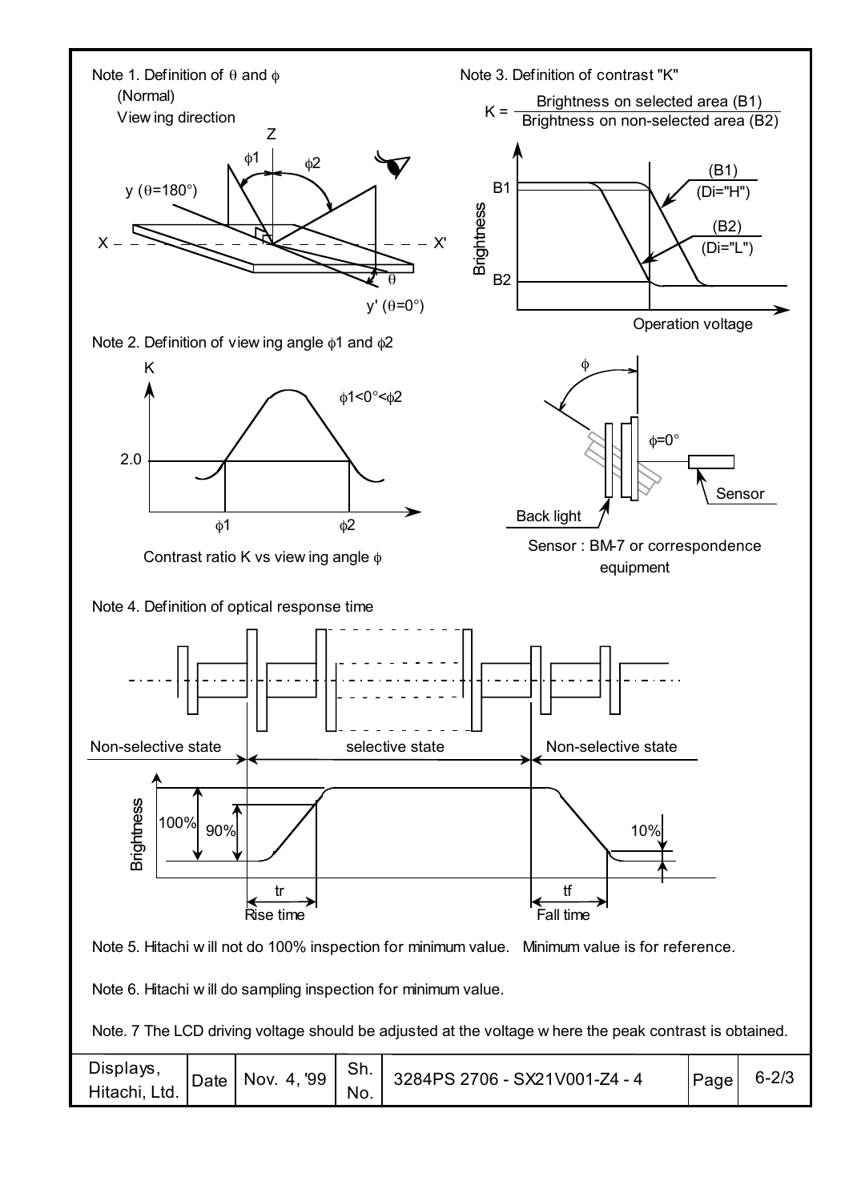Note 1. Definition of $\theta$ and $\phi$

(Normal)

Viewing direction

Z, $\phi1$, $\phi2$, y ($\theta$=180°), X, X', $\theta$, y' ($\theta$=0°)

Note 3. Definition of contrast "K"

$$K = \frac{\text{Brightness on selected area (B1)}}{\text{Brightness on non-selected area (B2)}}$$

Brightness, B1, B2, (B1) (Di="H"), (B2) (Di="L"), Operation voltage

Note 2. Definition of viewing angle $\phi1$ and $\phi2$

K, 2.0, $\phi1<0°<\phi2$, $\phi1$, $\phi2$

Contrast ratio K vs viewing angle $\phi$

$\phi$, $\phi$=0°, Sensor, Back light

Sensor : BM-7 or correspondence equipment

Note 4. Definition of optical response time

Non-selective state, selective state, Non-selective state

Brightness, 100%, 90%, 10%, tr, Rise time, tf, Fall time

Note 5. Hitachi will not do 100% inspection for minimum value. Minimum value is for reference.

Note 6. Hitachi will do sampling inspection for minimum value.

Note. 7 The LCD driving voltage should be adjusted at the voltage where the peak contrast is obtained.

| Displays, Hitachi, Ltd. | Date | Nov. 4, '99 | Sh. No. | 3284PS 2706 - SX21V001-Z4 - 4 | Page | 6-2/3 |
|---|---|---|---|---|---|---|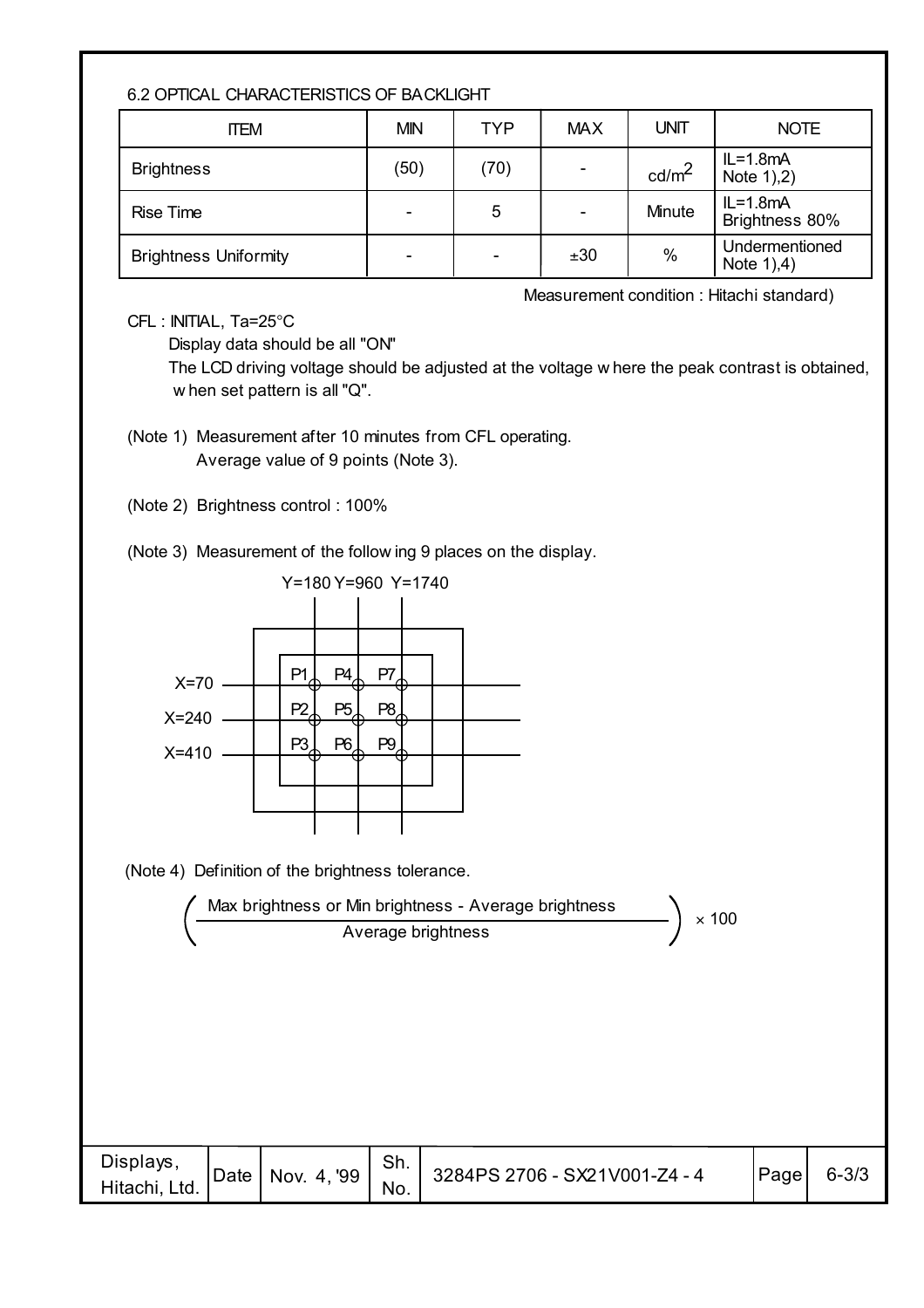### 6.2 OPTICAL CHARACTERISTICS OF BACKLIGHT

| ITEM | MIN | TYP | MAX | UNIT | NOTE |
|---|---|---|---|---|---|
| Brightness | (50) | (70) | - | $cd/m^2$ | IL=1.8mA Note 1),2) |
| Rise Time | - | 5 | - | Minute | IL=1.8mA Brightness 80% |
| Brightness Uniformity | - | - | ±30 | % | Undermentioned Note 1),4) |

Measurement condition : Hitachi standard)

CFL : INITIAL, Ta=25°C

Display data should be all "ON"

The LCD driving voltage should be adjusted at the voltage where the peak contrast is obtained, when set pattern is all "Q".

(Note 1) Measurement after 10 minutes from CFL operating.
Average value of 9 points (Note 3).

(Note 2) Brightness control : 100%

(Note 3) Measurement of the following 9 places on the display.

Y=180 Y=960 Y=1740

X=70: P1, P4, P7
X=240: P2, P5, P8
X=410: P3, P6, P9

(Note 4) Definition of the brightness tolerance.

$$\left(\frac{\text{Max brightness or Min brightness - Average brightness}}{\text{Average brightness}}\right) \times 100$$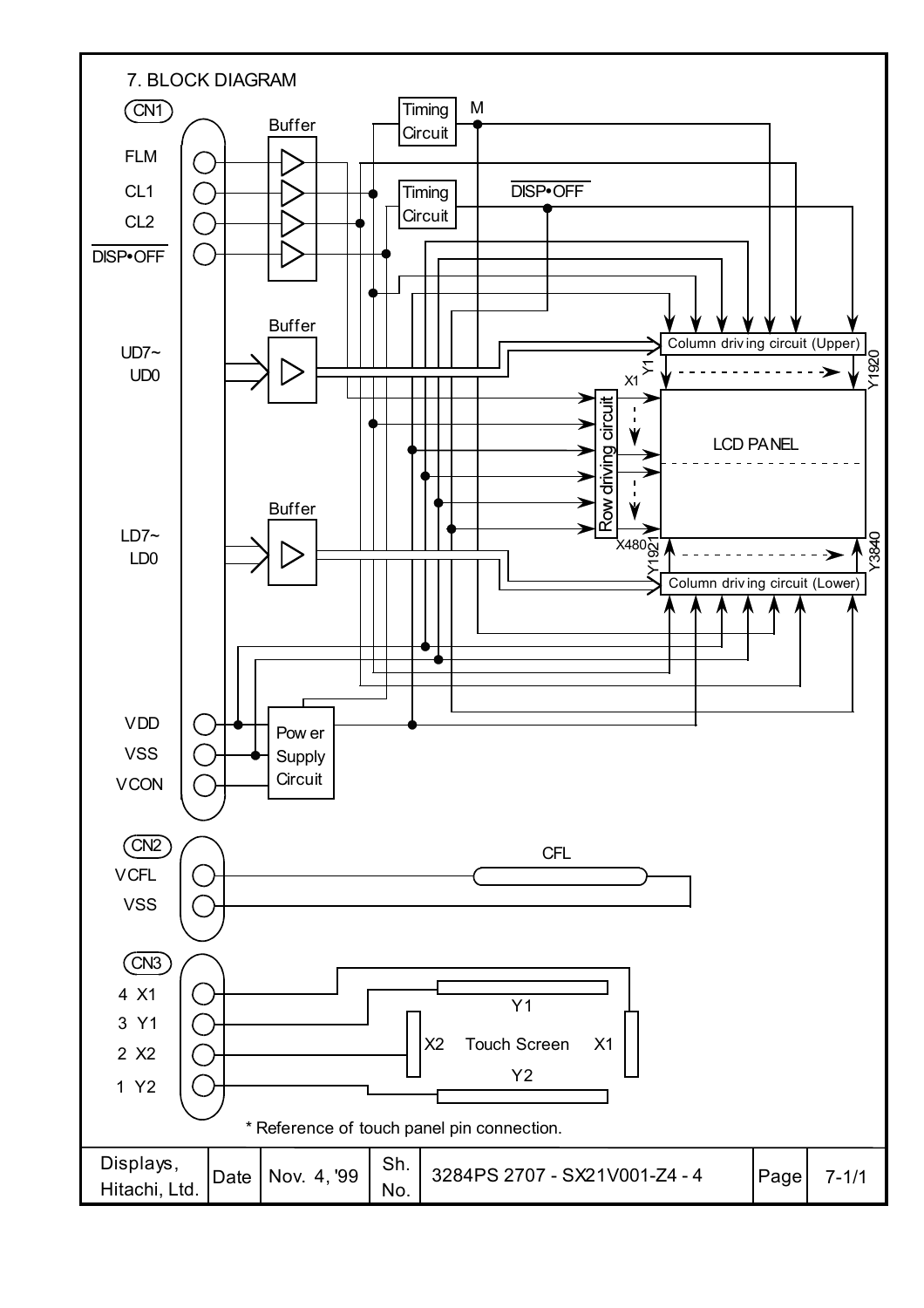# 7. BLOCK DIAGRAM

CN1

FLM

CL1

CL2

DISP•OFF

Buffer

Timing Circuit

M

Timing Circuit

DISP•OFF

UD7~ UD0

Buffer

Column driving circuit (Upper)

X1 Y1 Y1920

Row driving circuit

LCD PANEL

X480 Y1921 Y3840

LD7~ LD0

Buffer

Column driving circuit (Lower)

VDD

VSS

VCON

Power Supply Circuit

CN2

VCFL

VSS

CFL

CN3

4 X1

3 Y1

2 X2

1 Y2

Y1

X2 Touch Screen X1

Y2

* Reference of touch panel pin connection.

| Displays, Hitachi, Ltd. | Date | Nov. 4, '99 | Sh. No. | 3284PS 2707 - SX21V001-Z4 - 4 | Page | 7-1/1 |
|---|---|---|---|---|---|---|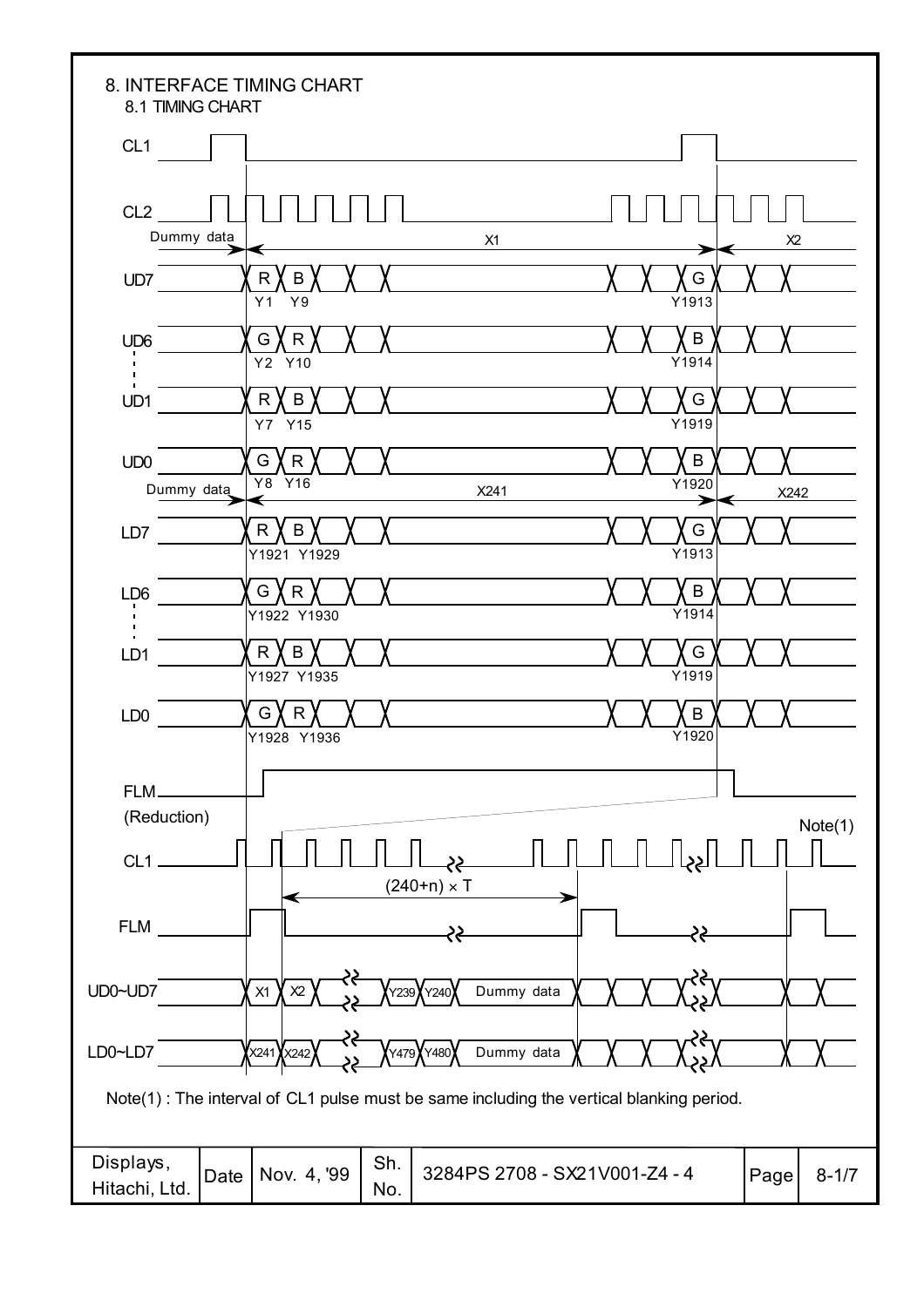# 8. INTERFACE TIMING CHART

## 8.1 TIMING CHART

CL1

CL2

Dummy data — X1 — X2

UD7: R (Y1), B (Y9), ..., G (Y1913)

UD6: G (Y2), R (Y10), ..., B (Y1914)

UD1: R (Y7), B (Y15), ..., G (Y1919)

UD0: G (Y8), R (Y16), ..., B (Y1920)

Dummy data — X241 — X242

LD7: R (Y1921), B (Y1929), ..., G (Y1913)

LD6: G (Y1922), R (Y1930), ..., B (Y1914)

LD1: R (Y1927), B (Y1935), ..., G (Y1919)

LD0: G (Y1928), R (Y1936), ..., B (Y1920)

FLM

(Reduction)

CL1 — Note(1)

$(240+n) \times T$

FLM

UD0~UD7: X1, X2, ..., Y239, Y240, Dummy data

LD0~LD7: X241, X242, ..., Y479, Y480, Dummy data

Note(1) : The interval of CL1 pulse must be same including the vertical blanking period.

| Displays, Hitachi, Ltd. | Date | Nov. 4, '99 | Sh. No. | 3284PS 2708 - SX21V001-Z4 - 4 | Page | 8-1/7 |
|---|---|---|---|---|---|---|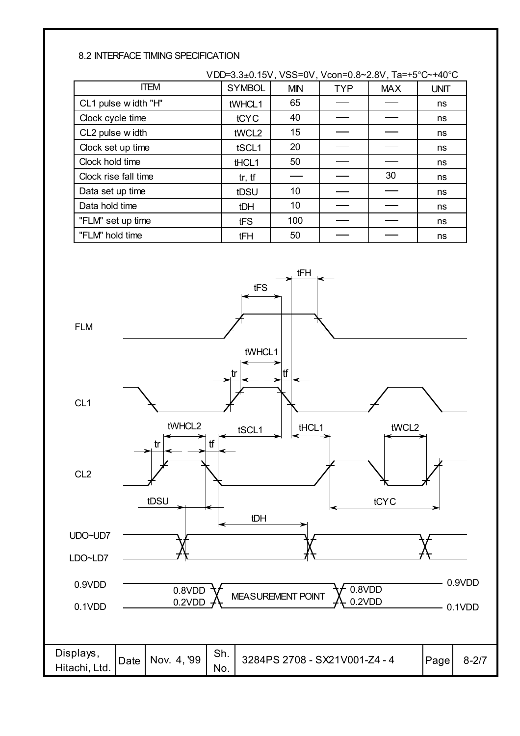8.2 INTERFACE TIMING SPECIFICATION

VDD=3.3±0.15V, VSS=0V, Vcon=0.8~2.8V, Ta=+5°C~+40°C

| ITEM | SYMBOL | MIN | TYP | MAX | UNIT |
|---|---|---|---|---|---|
| CL1 pulse width "H" | tWHCL1 | 65 | — | — | ns |
| Clock cycle time | tCYC | 40 | — | — | ns |
| CL2 pulse width | tWCL2 | 15 | — | — | ns |
| Clock set up time | tSCL1 | 20 | — | — | ns |
| Clock hold time | tHCL1 | 50 | — | — | ns |
| Clock rise fall time | tr, tf | — | — | 30 | ns |
| Data set up time | tDSU | 10 | — | — | ns |
| Data hold time | tDH | 10 | — | — | ns |
| "FLM" set up time | tFS | 100 | — | — | ns |
| "FLM" hold time | tFH | 50 | — | — | ns |

FLM

CL1

CL2

UD0~UD7

LD0~LD7

tFH, tFS, tWHCL1, tr, tf, tWHCL2, tSCL1, tHCL1, tWCL2, tDSU, tDH, tCYC

0.9VDD — 0.8VDD — MEASUREMENT POINT — 0.8VDD — 0.9VDD

0.1VDD — 0.2VDD — 0.2VDD — 0.1VDD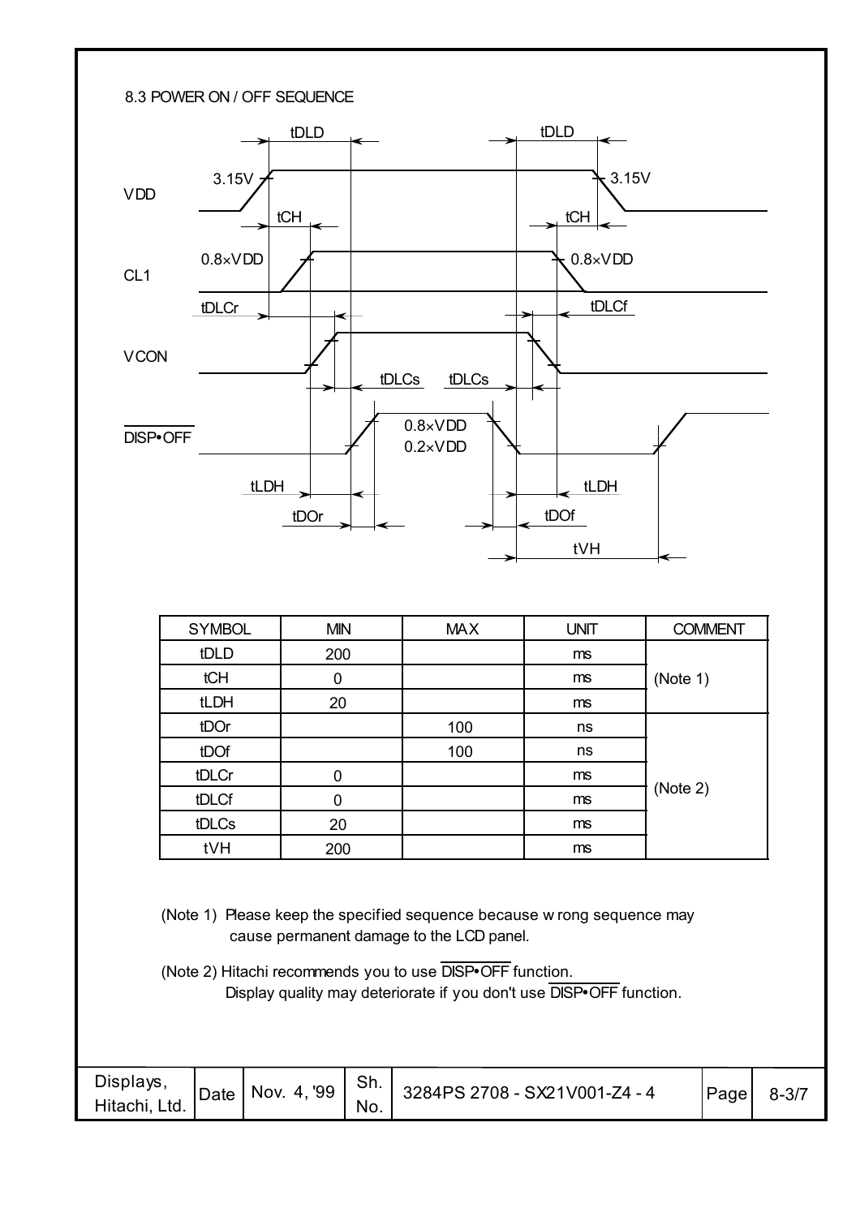### 8.3 POWER ON / OFF SEQUENCE

| SYMBOL | MIN | MAX | UNIT | COMMENT |
|---|---|---|---|---|
| tDLD | 200 | | ms | (Note 1) |
| tCH | 0 | | ms | |
| tLDH | 20 | | ms | |
| tDOr | | 100 | ns | (Note 2) |
| tDOf | | 100 | ns | |
| tDLCr | 0 | | ms | |
| tDLCf | 0 | | ms | |
| tDLCs | 20 | | ms | |
| tVH | 200 | | ms | |

(Note 1) Please keep the specified sequence because wrong sequence may cause permanent damage to the LCD panel.

(Note 2) Hitachi recommends you to use $\overline{\text{DISP•OFF}}$ function.
Display quality may deteriorate if you don't use $\overline{\text{DISP•OFF}}$ function.

| Displays, Hitachi, Ltd. | Date | Nov. 4, '99 | Sh. No. | 3284PS 2708 - SX21V001-Z4 - 4 | Page | 8-3/7 |
|---|---|---|---|---|---|---|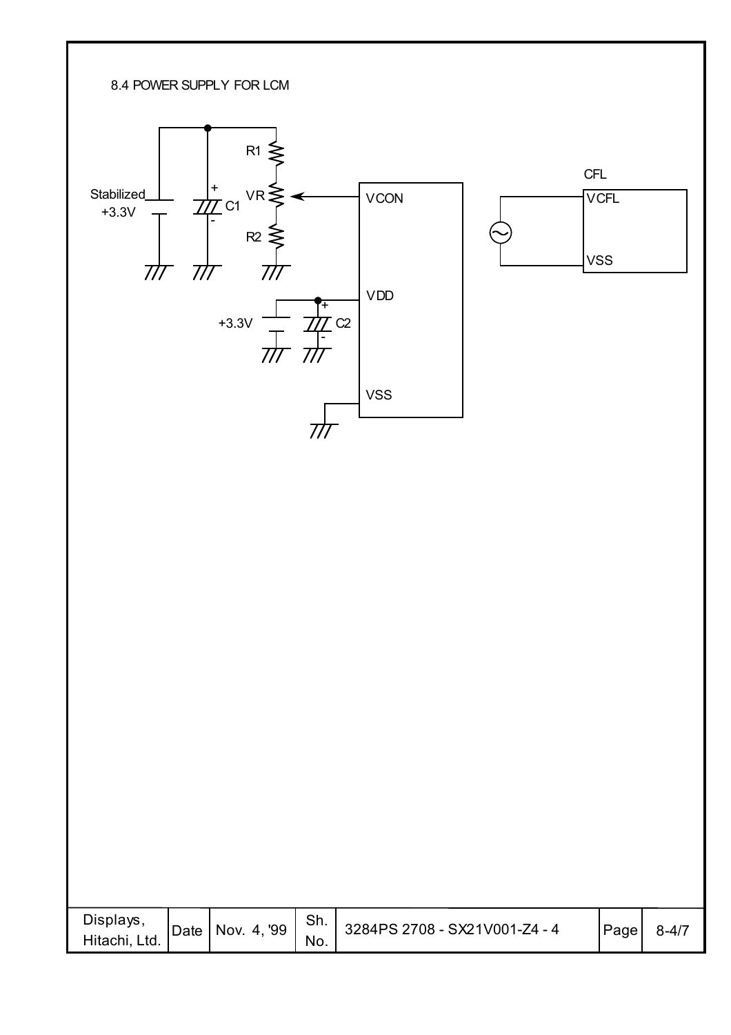8.4 POWER SUPPLY FOR LCM

Stabilized +3.3V

C1

R1

VR

R2

VCON

VDD

+3.3V

C2

VSS

CFL

VCFL

VSS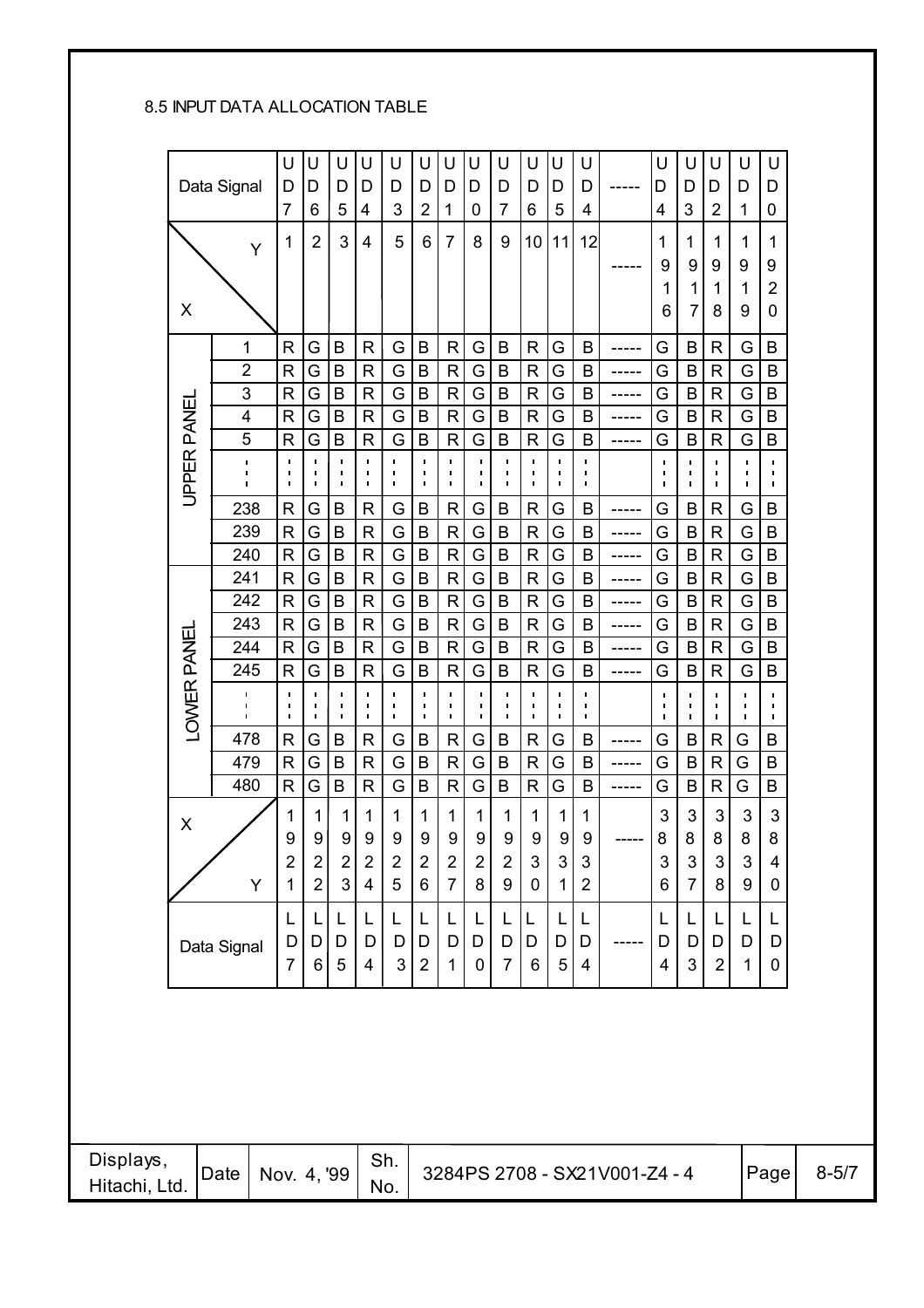8.5 INPUT DATA ALLOCATION TABLE

| | Data Signal | UD7 | UD6 | UD5 | UD4 | UD3 | UD2 | UD1 | UD0 | UD7 | UD6 | UD5 | UD4 | ----- | UD4 | UD3 | UD2 | UD1 | UD0 |
|---|---|---|---|---|---|---|---|---|---|---|---|---|---|---|---|---|---|---|---|
| X \ Y | | 1 | 2 | 3 | 4 | 5 | 6 | 7 | 8 | 9 | 10 | 11 | 12 | ----- | 1916 | 1917 | 1918 | 1919 | 1920 |
| UPPER PANEL | 1 | R | G | B | R | G | B | R | G | B | R | G | B | ----- | G | B | R | G | B |
| | 2 | R | G | B | R | G | B | R | G | B | R | G | B | ----- | G | B | R | G | B |
| | 3 | R | G | B | R | G | B | R | G | B | R | G | B | ----- | G | B | R | G | B |
| | 4 | R | G | B | R | G | B | R | G | B | R | G | B | ----- | G | B | R | G | B |
| | 5 | R | G | B | R | G | B | R | G | B | R | G | B | ----- | G | B | R | G | B |
| | : | : | : | : | : | : | : | : | : | : | : | : | : | | : | : | : | : | : |
| | 238 | R | G | B | R | G | B | R | G | B | R | G | B | ----- | G | B | R | G | B |
| | 239 | R | G | B | R | G | B | R | G | B | R | G | B | ----- | G | B | R | G | B |
| | 240 | R | G | B | R | G | B | R | G | B | R | G | B | ----- | G | B | R | G | B |
| LOWER PANEL | 241 | R | G | B | R | G | B | R | G | B | R | G | B | ----- | G | B | R | G | B |
| | 242 | R | G | B | R | G | B | R | G | B | R | G | B | ----- | G | B | R | G | B |
| | 243 | R | G | B | R | G | B | R | G | B | R | G | B | ----- | G | B | R | G | B |
| | 244 | R | G | B | R | G | B | R | G | B | R | G | B | ----- | G | B | R | G | B |
| | 245 | R | G | B | R | G | B | R | G | B | R | G | B | ----- | G | B | R | G | B |
| | : | : | : | : | : | : | : | : | : | : | : | : | : | | : | : | : | : | : |
| | 478 | R | G | B | R | G | B | R | G | B | R | G | B | ----- | G | B | R | G | B |
| | 479 | R | G | B | R | G | B | R | G | B | R | G | B | ----- | G | B | R | G | B |
| | 480 | R | G | B | R | G | B | R | G | B | R | G | B | ----- | G | B | R | G | B |
| X \ Y | | 1921 | 1922 | 1923 | 1924 | 1925 | 1926 | 1927 | 1928 | 1929 | 1930 | 1931 | 1932 | ----- | 3836 | 3837 | 3838 | 3839 | 3840 |
| Data Signal | | LD7 | LD6 | LD5 | LD4 | LD3 | LD2 | LD1 | LD0 | LD7 | LD6 | LD5 | LD4 | ----- | LD4 | LD3 | LD2 | LD1 | LD0 |

| Displays, Hitachi, Ltd. | Date | Nov. 4, '99 | Sh. No. | 3284PS 2708 - SX21V001-Z4 - 4 | Page | 8-5/7 |
|---|---|---|---|---|---|---|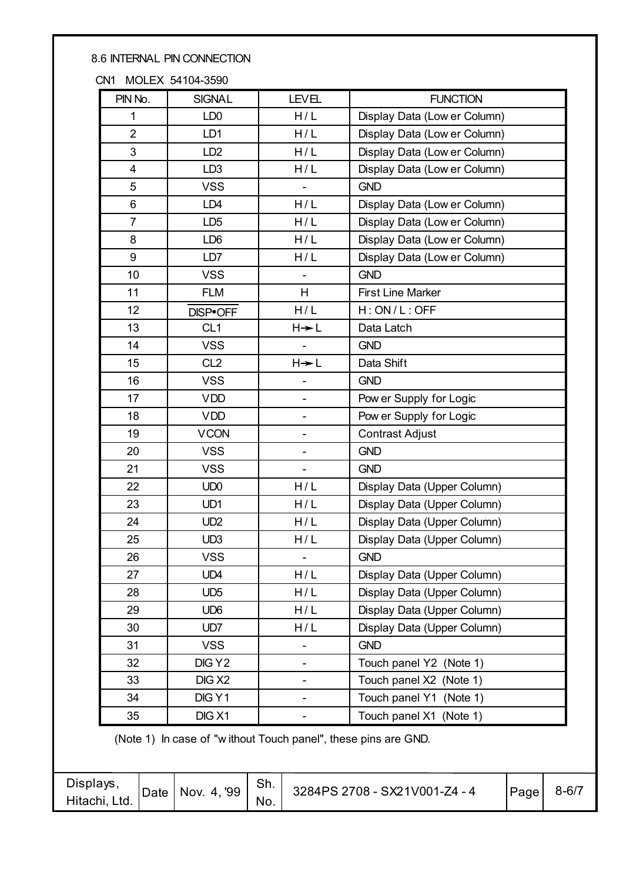8.6 INTERNAL PIN CONNECTION

CN1 MOLEX 54104-3590

| PIN No. | SIGNAL | LEVEL | FUNCTION |
|---|---|---|---|
| 1 | LD0 | H / L | Display Data (Lower Column) |
| 2 | LD1 | H / L | Display Data (Lower Column) |
| 3 | LD2 | H / L | Display Data (Lower Column) |
| 4 | LD3 | H / L | Display Data (Lower Column) |
| 5 | VSS | - | GND |
| 6 | LD4 | H / L | Display Data (Lower Column) |
| 7 | LD5 | H / L | Display Data (Lower Column) |
| 8 | LD6 | H / L | Display Data (Lower Column) |
| 9 | LD7 | H / L | Display Data (Lower Column) |
| 10 | VSS | - | GND |
| 11 | FLM | H | First Line Marker |
| 12 | $\overline{\text{DISP•OFF}}$ | H / L | H : ON / L : OFF |
| 13 | CL1 | H→L | Data Latch |
| 14 | VSS | - | GND |
| 15 | CL2 | H→L | Data Shift |
| 16 | VSS | - | GND |
| 17 | VDD | - | Power Supply for Logic |
| 18 | VDD | - | Power Supply for Logic |
| 19 | VCON | - | Contrast Adjust |
| 20 | VSS | - | GND |
| 21 | VSS | - | GND |
| 22 | UD0 | H / L | Display Data (Upper Column) |
| 23 | UD1 | H / L | Display Data (Upper Column) |
| 24 | UD2 | H / L | Display Data (Upper Column) |
| 25 | UD3 | H / L | Display Data (Upper Column) |
| 26 | VSS | - | GND |
| 27 | UD4 | H / L | Display Data (Upper Column) |
| 28 | UD5 | H / L | Display Data (Upper Column) |
| 29 | UD6 | H / L | Display Data (Upper Column) |
| 30 | UD7 | H / L | Display Data (Upper Column) |
| 31 | VSS | - | GND |
| 32 | DIG Y2 | - | Touch panel Y2 (Note 1) |
| 33 | DIG X2 | - | Touch panel X2 (Note 1) |
| 34 | DIG Y1 | - | Touch panel Y1 (Note 1) |
| 35 | DIG X1 | - | Touch panel X1 (Note 1) |

(Note 1) In case of "without Touch panel", these pins are GND.

| Displays, Hitachi, Ltd. | Date | Nov. 4, '99 | Sh. No. | 3284PS 2708 - SX21V001-Z4 - 4 | Page | 8-6/7 |
|---|---|---|---|---|---|---|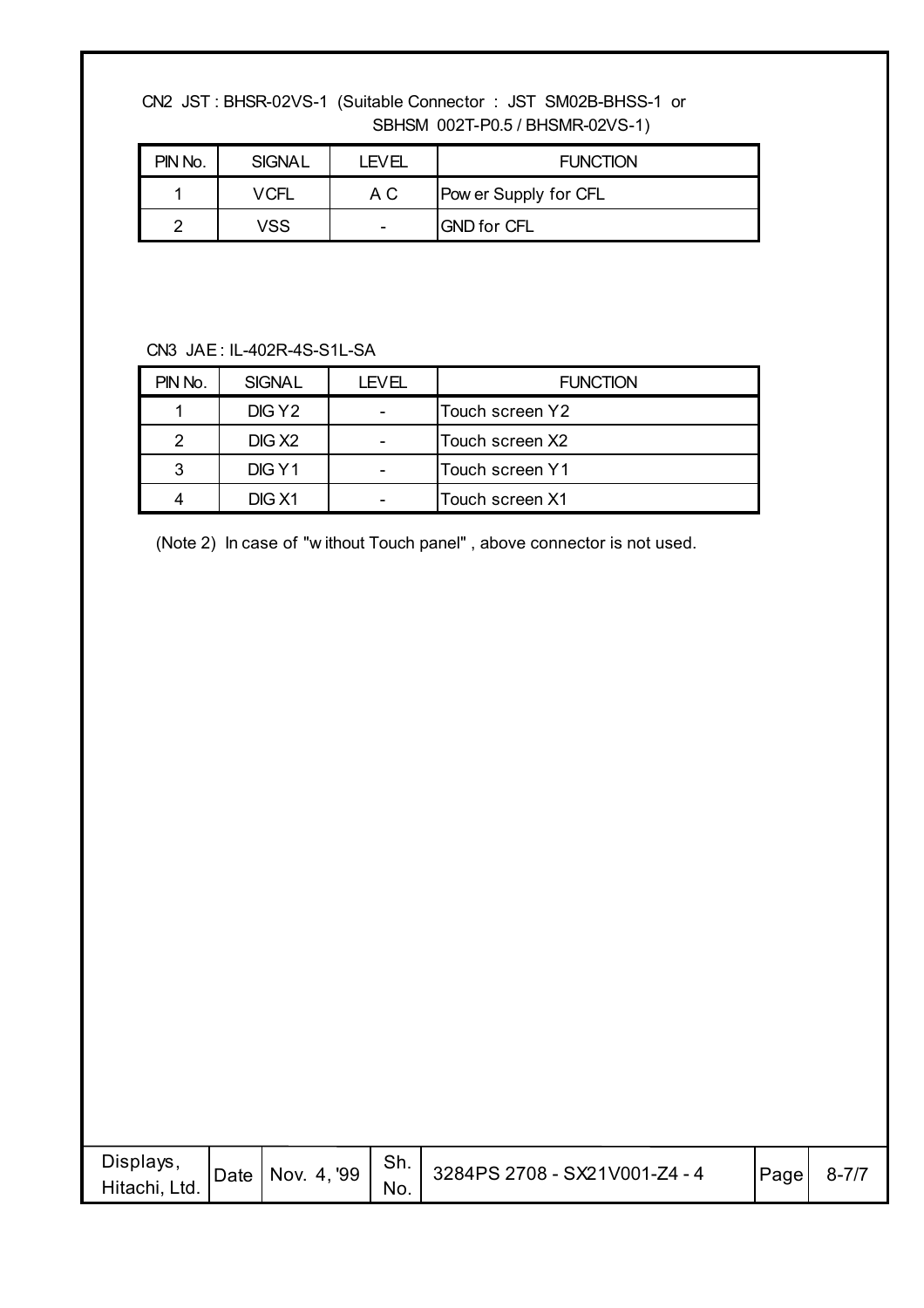CN2 JST : BHSR-02VS-1 (Suitable Connector : JST SM02B-BHSS-1 or
SBHSM 002T-P0.5 / BHSMR-02VS-1)

| PIN No. | SIGNAL | LEVEL | FUNCTION |
|---|---|---|---|
| 1 | VCFL | A C | Power Supply for CFL |
| 2 | VSS | - | GND for CFL |

CN3 JAE : IL-402R-4S-S1L-SA

| PIN No. | SIGNAL | LEVEL | FUNCTION |
|---|---|---|---|
| 1 | DIG Y2 | - | Touch screen Y2 |
| 2 | DIG X2 | - | Touch screen X2 |
| 3 | DIG Y1 | - | Touch screen Y1 |
| 4 | DIG X1 | - | Touch screen X1 |

(Note 2) In case of "without Touch panel" , above connector is not used.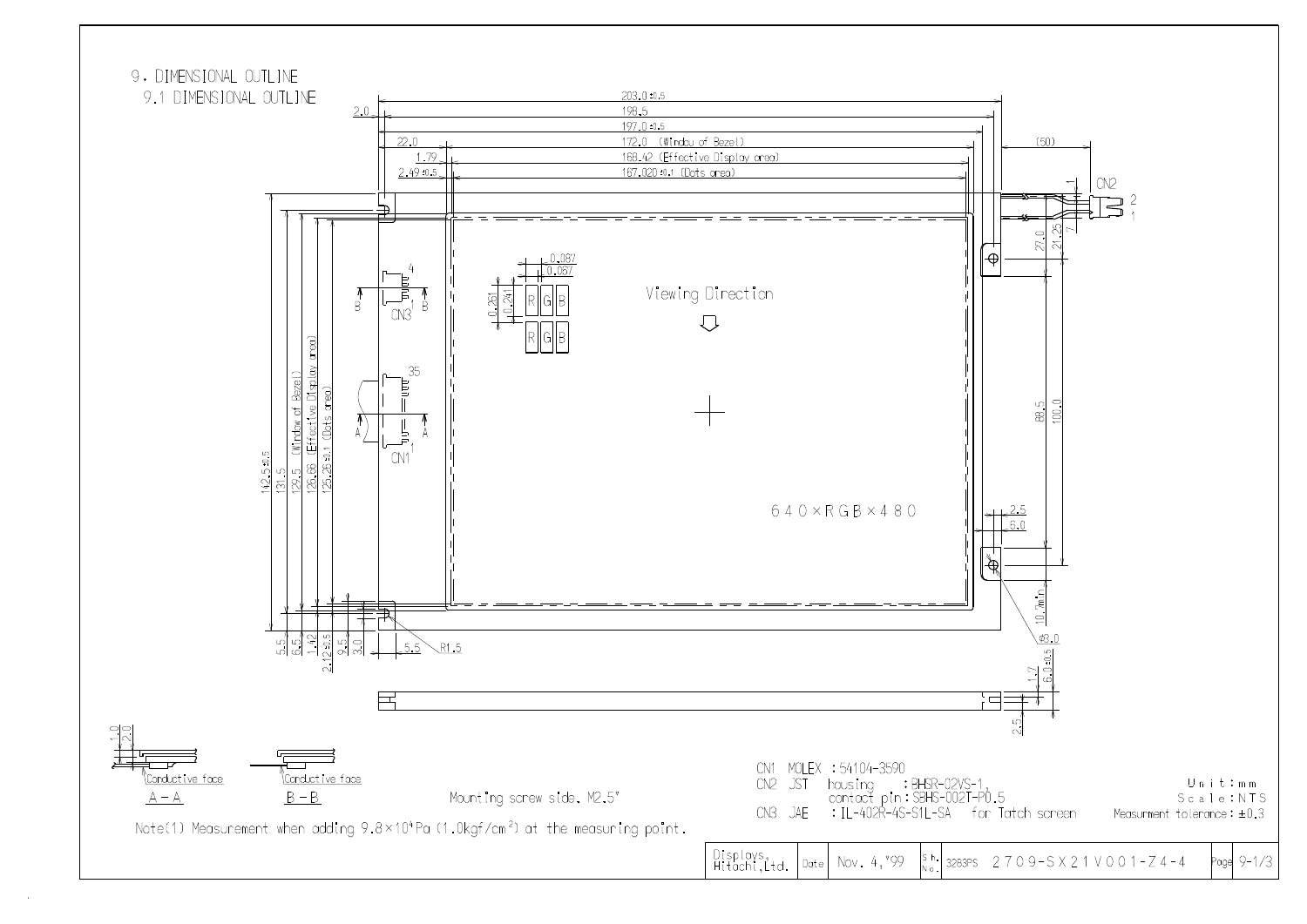# 9. DIMENSIONAL OUTLINE

## 9.1 DIMENSIONAL OUTLINE

Viewing Direction

640×RGB×480

Mounting screw side. M2.5"

Note(1) Measurement when adding 9.8×10⁴Pa (1.0kgf/cm²) at the measuring point.

CN1 MOLEX : 54104-3590
CN2 JST housing : BHSR-02VS-1,
contact pin : SBHS-002T-P0.5
CN3 JAE : IL-402R-4S-S1L-SA for Tatch screen

Unit : mm
Scale : NTS
Measurment tolerance : ±0.3

| Displays, Hitachi,Ltd. | Date | Nov. 4, '99 | Sh. No. | 3283PS 2709-SX21V001-Z4-4 | Page | 9-1/3 |
|---|---|---|---|---|---|---|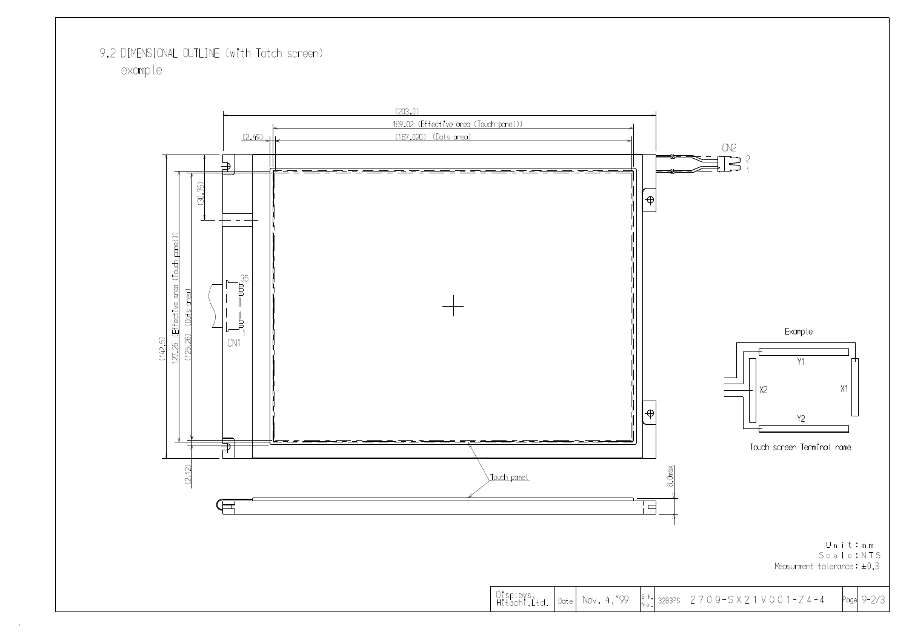## 9.2 DIMENSIONAL OUTLINE (with Totch screen)

example

(203.0)

169.02 (Effective area (Touch panel))

(2.49)

(167.020) (Dots area)

CN2

2

1

(30.75)

(142.5)

127.26 (Effective area (Touch panel))

(125.26) (Dots area)

CN1

(2.12)

Touch panel

8.0max

Example

Y1

X2

X1

Y2

Touch screen Terminal name

Unit : mm
Scale : NTS
Measurment tolerance : ±0.3

| Displays, Hitachi, Ltd. | Date | Nov. 4, '99 | Sh. No. | 3283PS 2709-SX21V001-Z4-4 | Page | 9-2/3 |
|---|---|---|---|---|---|---|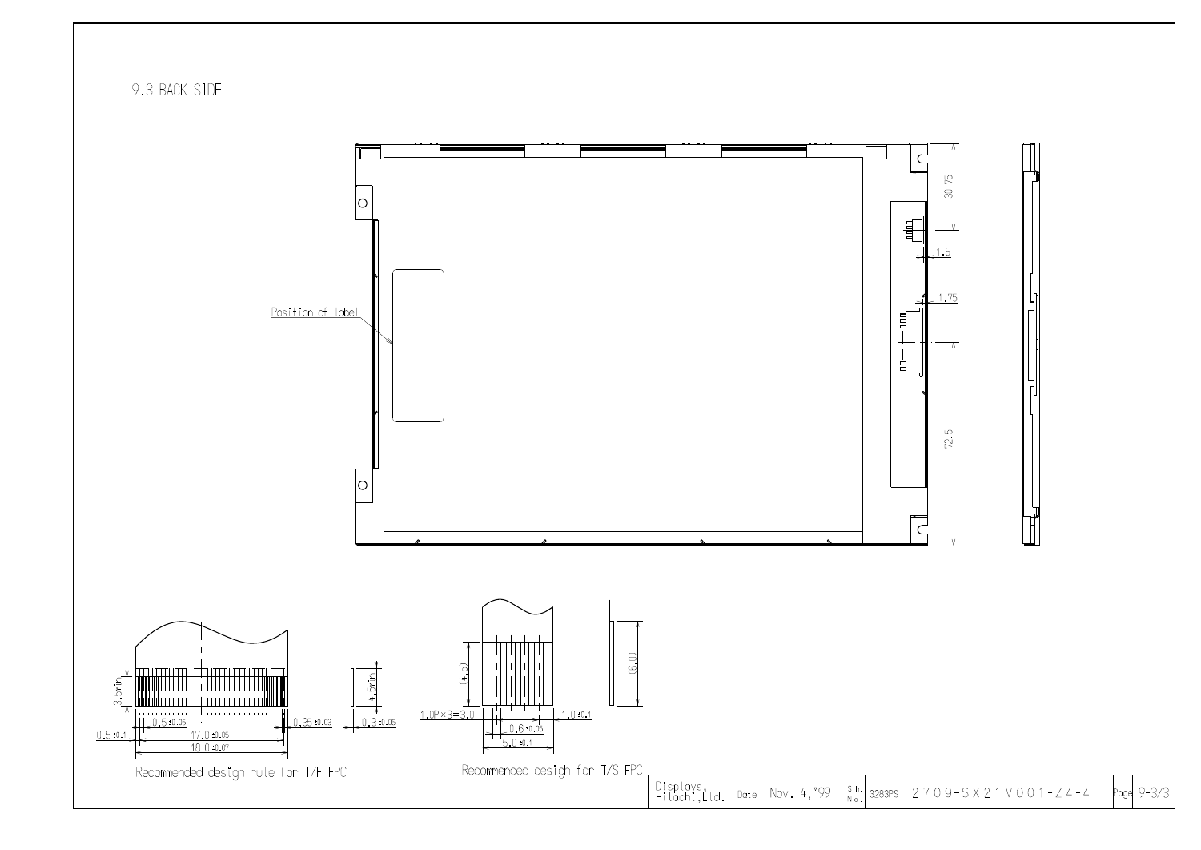9.3 BACK SIDE

Position of label

30.75

1.5

1.75

72.5

3.5min

0.5±0.05

17.0±0.05

18.0±0.07

0.5±0.1

0.35±0.03

4.5min

0.3±0.05

Recommended desigh rule for I/F FPC

(4.5)

1.0P×3=3.0

1.0±0.1

0.6±0.05

5.0±0.1

(6.0)

Recommended desigh for T/S FPC

| Displays, Hitachi,Ltd. | Date | Nov. 4,'99 | Sh. No. | 3283PS 2709-SX21V001-Z4-4 | Page | 9-3/3 |
|---|---|---|---|---|---|---|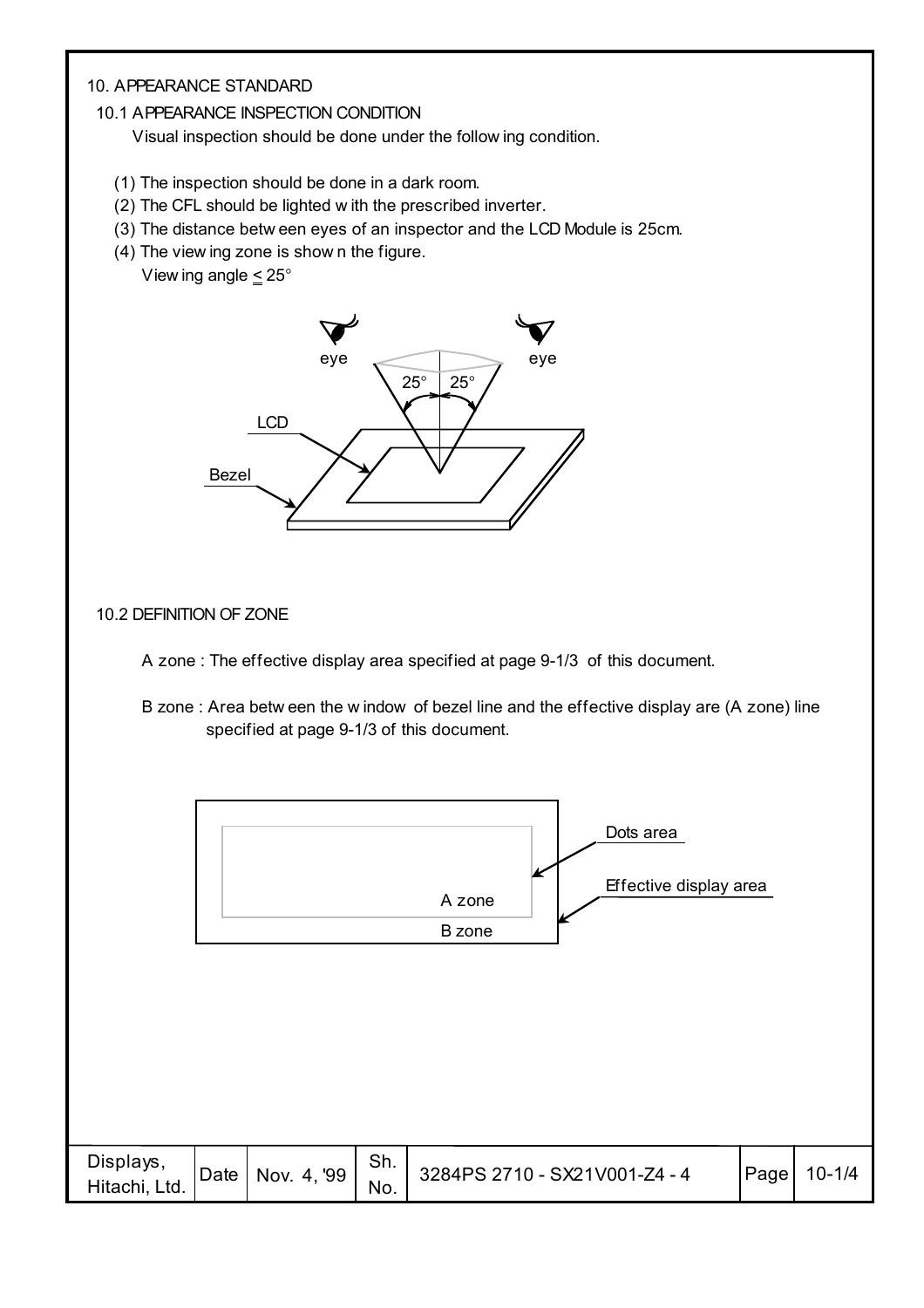## 10. APPEARANCE STANDARD

### 10.1 APPEARANCE INSPECTION CONDITION

Visual inspection should be done under the following condition.

(1) The inspection should be done in a dark room.
(2) The CFL should be lighted with the prescribed inverter.
(3) The distance between eyes of an inspector and the LCD Module is 25cm.
(4) The viewing zone is shown the figure.
Viewing angle ≤ 25°

### 10.2 DEFINITION OF ZONE

A zone : The effective display area specified at page 9-1/3 of this document.

B zone : Area between the window of bezel line and the effective display are (A zone) line specified at page 9-1/3 of this document.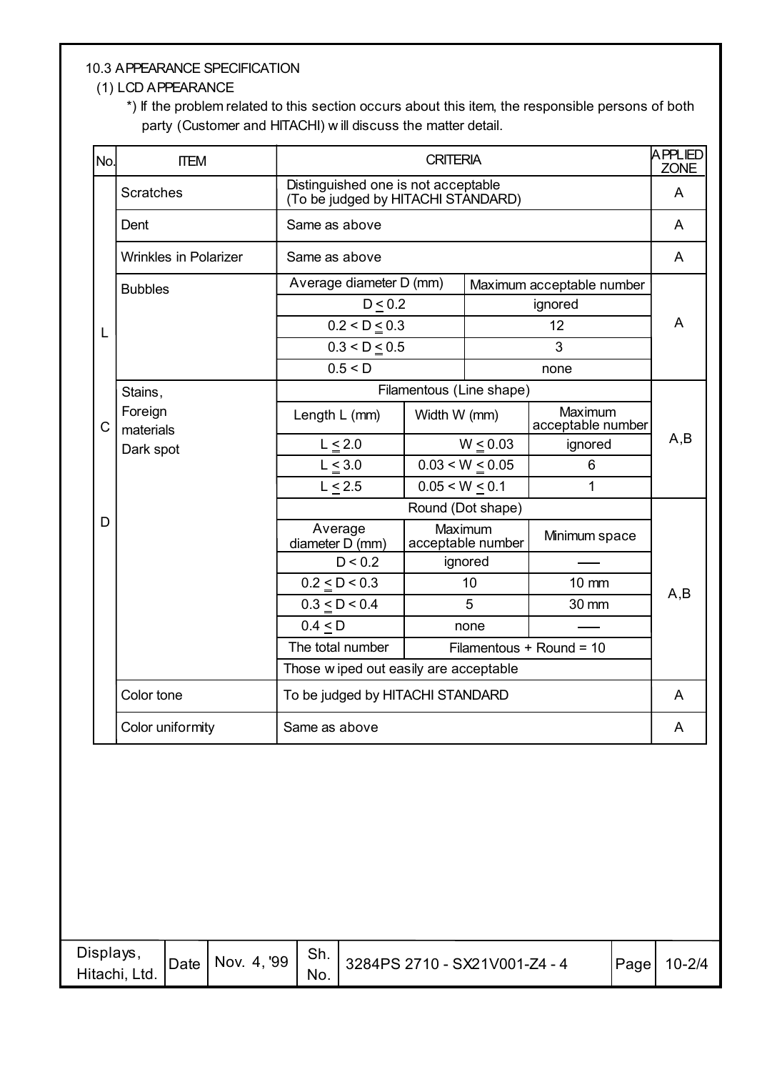10.3 APPEARANCE SPECIFICATION

(1) LCD APPEARANCE

*) If the problem related to this section occurs about this item, the responsible persons of both party (Customer and HITACHI) will discuss the matter detail.

| No. | ITEM | CRITERIA | | | APPLIED ZONE |
|---|---|---|---|---|---|
| LCD | Scratches | Distinguished one is not acceptable (To be judged by HITACHI STANDARD) | | | A |
| | Dent | Same as above | | | A |
| | Wrinkles in Polarizer | Same as above | | | A |
| | Bubbles | Average diameter D (mm) | Maximum acceptable number | | A |
| | | D ≤ 0.2 | ignored | | |
| | | 0.2 < D ≤ 0.3 | 12 | | |
| | | 0.3 < D ≤ 0.5 | 3 | | |
| | | 0.5 < D | none | | |
| | Stains, Foreign materials Dark spot | Filamentous (Line shape) | | | A,B |
| | | Length L (mm) | Width W (mm) | Maximum acceptable number | |
| | | L ≤ 2.0 | W ≤ 0.03 | ignored | |
| | | L ≤ 3.0 | 0.03 < W ≤ 0.05 | 6 | |
| | | L ≤ 2.5 | 0.05 < W ≤ 0.1 | 1 | |
| | | Round (Dot shape) | | | A,B |
| | | Average diameter D (mm) | Maximum acceptable number | Minimum space | |
| | | D < 0.2 | ignored | —— | |
| | | 0.2 ≤ D < 0.3 | 10 | 10 mm | |
| | | 0.3 ≤ D < 0.4 | 5 | 30 mm | |
| | | 0.4 ≤ D | none | —— | |
| | | The total number | Filamentous + Round = 10 | | |
| | | Those wiped out easily are acceptable | | | |
| | Color tone | To be judged by HITACHI STANDARD | | | A |
| | Color uniformity | Same as above | | | A |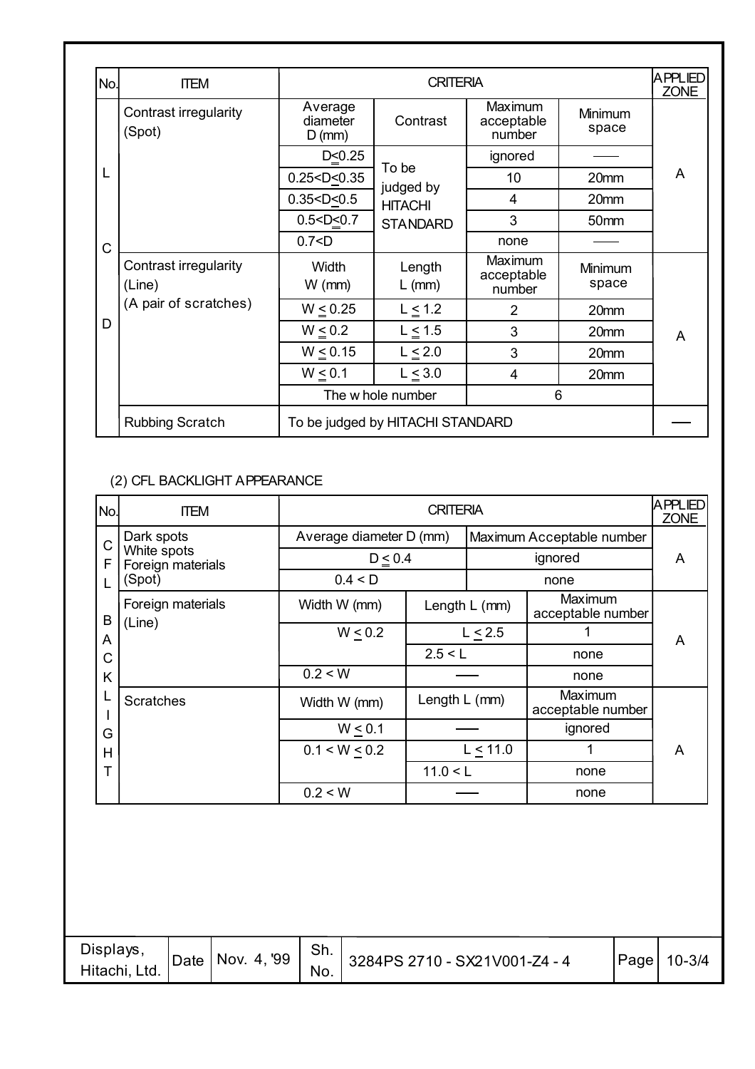| No. | ITEM | CRITERIA | | | | APPLIED ZONE |
|---|---|---|---|---|---|---|
| LCD | Contrast irregularity (Spot) | Average diameter D (mm) | Contrast | Maximum acceptable number | Minimum space | A |
| | | D≦0.25 | To be judged by HITACHI STANDARD | ignored | —— | |
| | | 0.25<D≦0.35 | | 10 | 20mm | |
| | | 0.35<D≦0.5 | | 4 | 20mm | |
| | | 0.5<D≦0.7 | | 3 | 50mm | |
| | | 0.7<D | | none | —— | |
| | Contrast irregularity (Line) (A pair of scratches) | Width W (mm) | Length L (mm) | Maximum acceptable number | Minimum space | A |
| | | W ≦ 0.25 | L ≦ 1.2 | 2 | 20mm | |
| | | W ≦ 0.2 | L ≦ 1.5 | 3 | 20mm | |
| | | W ≦ 0.15 | L ≦ 2.0 | 3 | 20mm | |
| | | W ≦ 0.1 | L ≦ 3.0 | 4 | 20mm | |
| | | The whole number | | 6 | | |
| | Rubbing Scratch | To be judged by HITACHI STANDARD | | | | —— |

(2) CFL BACKLIGHT APPEARANCE

| No. | ITEM | CRITERIA | | | APPLIED ZONE |
|---|---|---|---|---|---|
| CFL BACKLIGHT | Dark spots<br>White spots<br>Foreign materials<br>(Spot) | Average diameter D (mm) | | Maximum Acceptable number | A |
| | | D ≦ 0.4 | | ignored | |
| | | 0.4 < D | | none | |
| | Foreign materials (Line) | Width W (mm) | Length L (mm) | Maximum acceptable number | A |
| | | W ≦ 0.2 | L ≦ 2.5 | 1 | |
| | | | 2.5 < L | none | |
| | | 0.2 < W | —— | none | |
| | Scratches | Width W (mm) | Length L (mm) | Maximum acceptable number | A |
| | | W ≦ 0.1 | —— | ignored | |
| | | 0.1 < W ≦ 0.2 | L ≦ 11.0 | 1 | |
| | | | 11.0 < L | none | |
| | | 0.2 < W | —— | none | |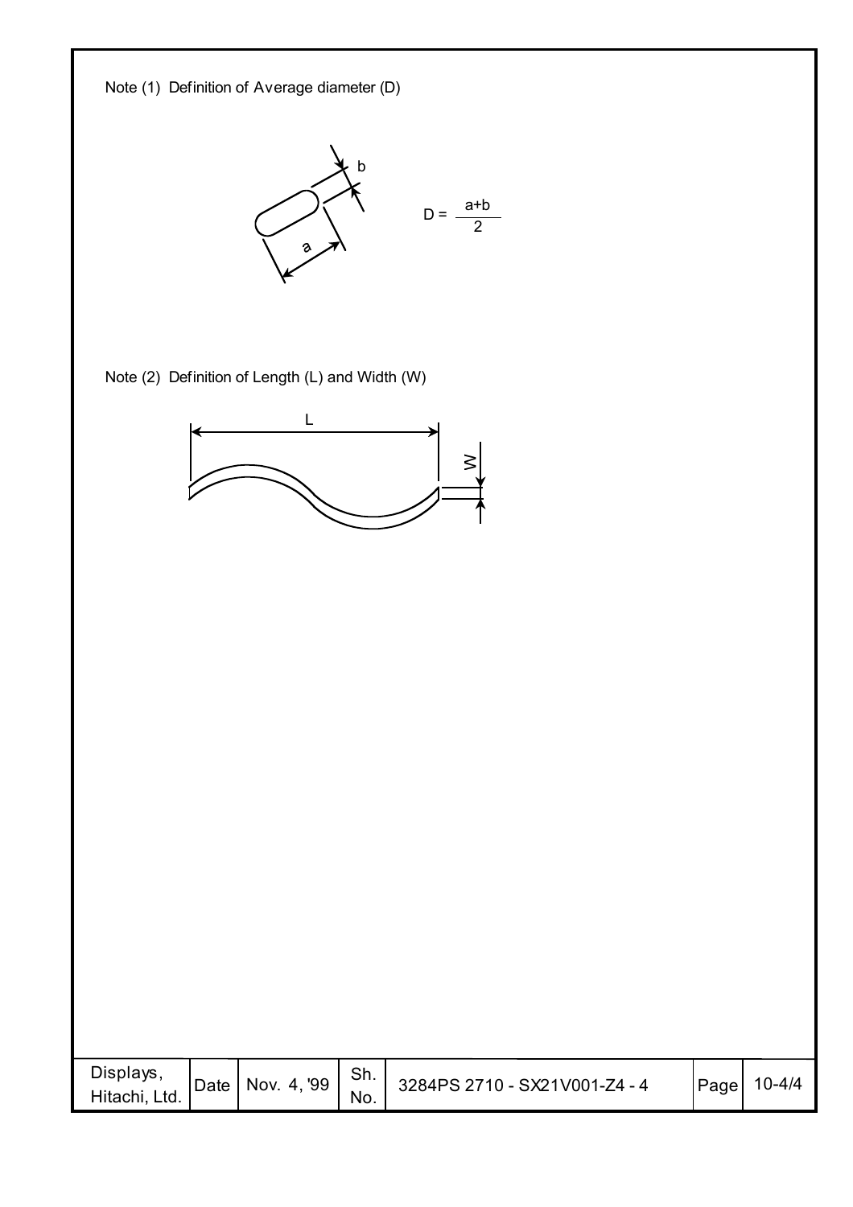Note (1) Definition of Average diameter (D)

$$D = \frac{a+b}{2}$$

Note (2) Definition of Length (L) and Width (W)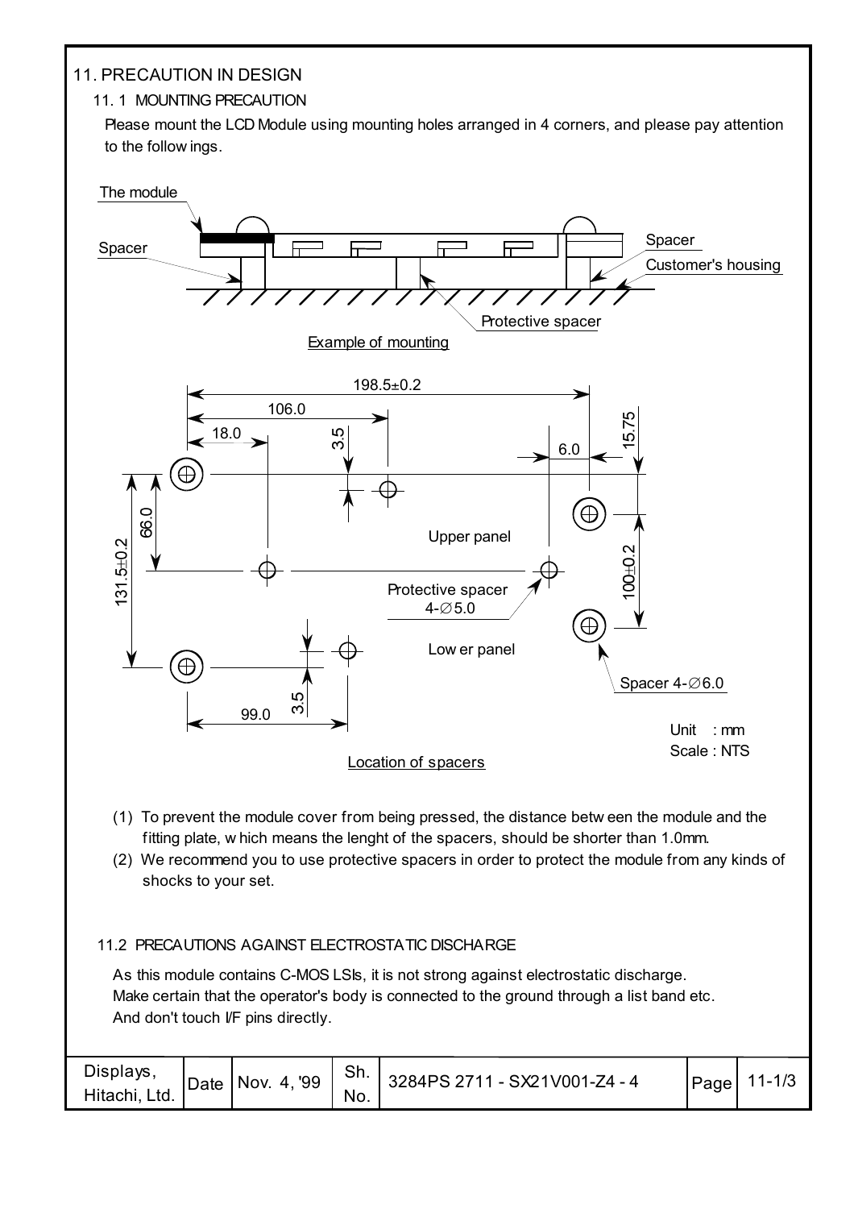# 11. PRECAUTION IN DESIGN

## 11. 1 MOUNTING PRECAUTION

Please mount the LCD Module using mounting holes arranged in 4 corners, and please pay attention to the follow ings.

The module

Spacer

Spacer

Customer's housing

Protective spacer

Example of mounting

198.5±0.2

106.0

18.0

3.5

6.0

15.75

66.0

131.5±0.2

Upper panel

100±0.2

Protective spacer 4-∅5.0

Low er panel

Spacer 4-∅6.0

3.5

99.0

Unit : mm
Scale : NTS

Location of spacers

(1) To prevent the module cover from being pressed, the distance betw een the module and the fitting plate, w hich means the lenght of the spacers, should be shorter than 1.0mm.

(2) We recommend you to use protective spacers in order to protect the module from any kinds of shocks to your set.

## 11.2 PRECAUTIONS AGAINST ELECTROSTATIC DISCHARGE

As this module contains C-MOS LSIs, it is not strong against electrostatic discharge.
Make certain that the operator's body is connected to the ground through a list band etc.
And don't touch I/F pins directly.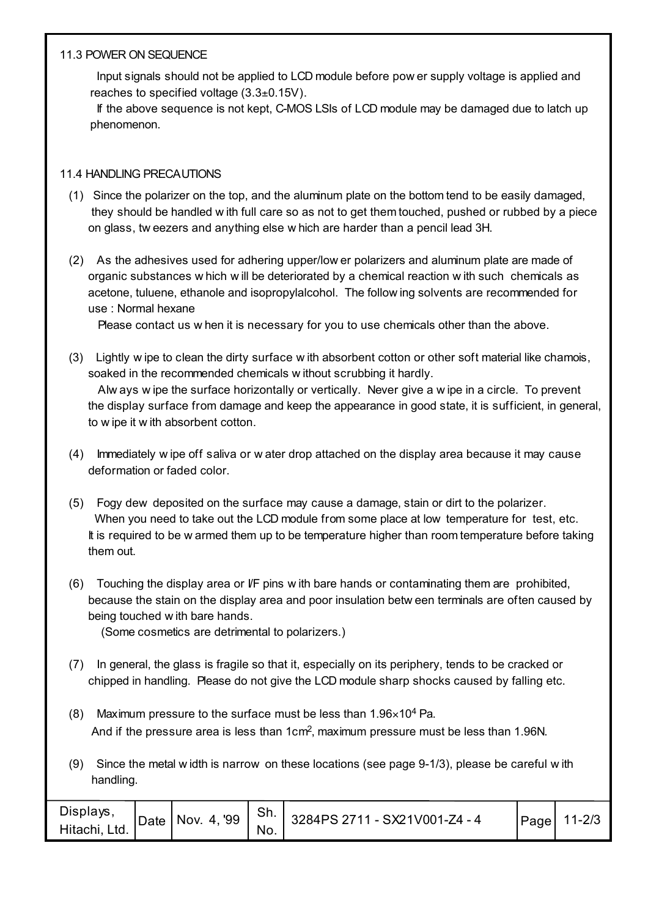### 11.3 POWER ON SEQUENCE

Input signals should not be applied to LCD module before power supply voltage is applied and reaches to specified voltage (3.3±0.15V).

If the above sequence is not kept, C-MOS LSIs of LCD module may be damaged due to latch up phenomenon.

### 11.4 HANDLING PRECAUTIONS

(1) Since the polarizer on the top, and the aluminum plate on the bottom tend to be easily damaged, they should be handled with full care so as not to get them touched, pushed or rubbed by a piece on glass, tweezers and anything else which are harder than a pencil lead 3H.

(2) As the adhesives used for adhering upper/lower polarizers and aluminum plate are made of organic substances which will be deteriorated by a chemical reaction with such chemicals as acetone, tuluene, ethanole and isopropylalcohol. The following solvents are recommended for use : Normal hexane

Please contact us when it is necessary for you to use chemicals other than the above.

(3) Lightly wipe to clean the dirty surface with absorbent cotton or other soft material like chamois, soaked in the recommended chemicals without scrubbing it hardly.

Always wipe the surface horizontally or vertically. Never give a wipe in a circle. To prevent the display surface from damage and keep the appearance in good state, it is sufficient, in general, to wipe it with absorbent cotton.

(4) Immediately wipe off saliva or water drop attached on the display area because it may cause deformation or faded color.

(5) Fogy dew deposited on the surface may cause a damage, stain or dirt to the polarizer.

When you need to take out the LCD module from some place at low temperature for test, etc. It is required to be warmed them up to be temperature higher than room temperature before taking them out.

(6) Touching the display area or I/F pins with bare hands or contaminating them are prohibited, because the stain on the display area and poor insulation between terminals are often caused by being touched with bare hands.

(Some cosmetics are detrimental to polarizers.)

(7) In general, the glass is fragile so that it, especially on its periphery, tends to be cracked or chipped in handling. Please do not give the LCD module sharp shocks caused by falling etc.

(8) Maximum pressure to the surface must be less than $1.96\times10^4$ Pa.

And if the pressure area is less than $1cm^2$, maximum pressure must be less than 1.96N.

(9) Since the metal width is narrow on these locations (see page 9-1/3), please be careful with handling.

| Displays, Hitachi, Ltd. | Date | Nov. 4, '99 | Sh. No. | 3284PS 2711 - SX21V001-Z4 - 4 | Page | 11-2/3 |
|---|---|---|---|---|---|---|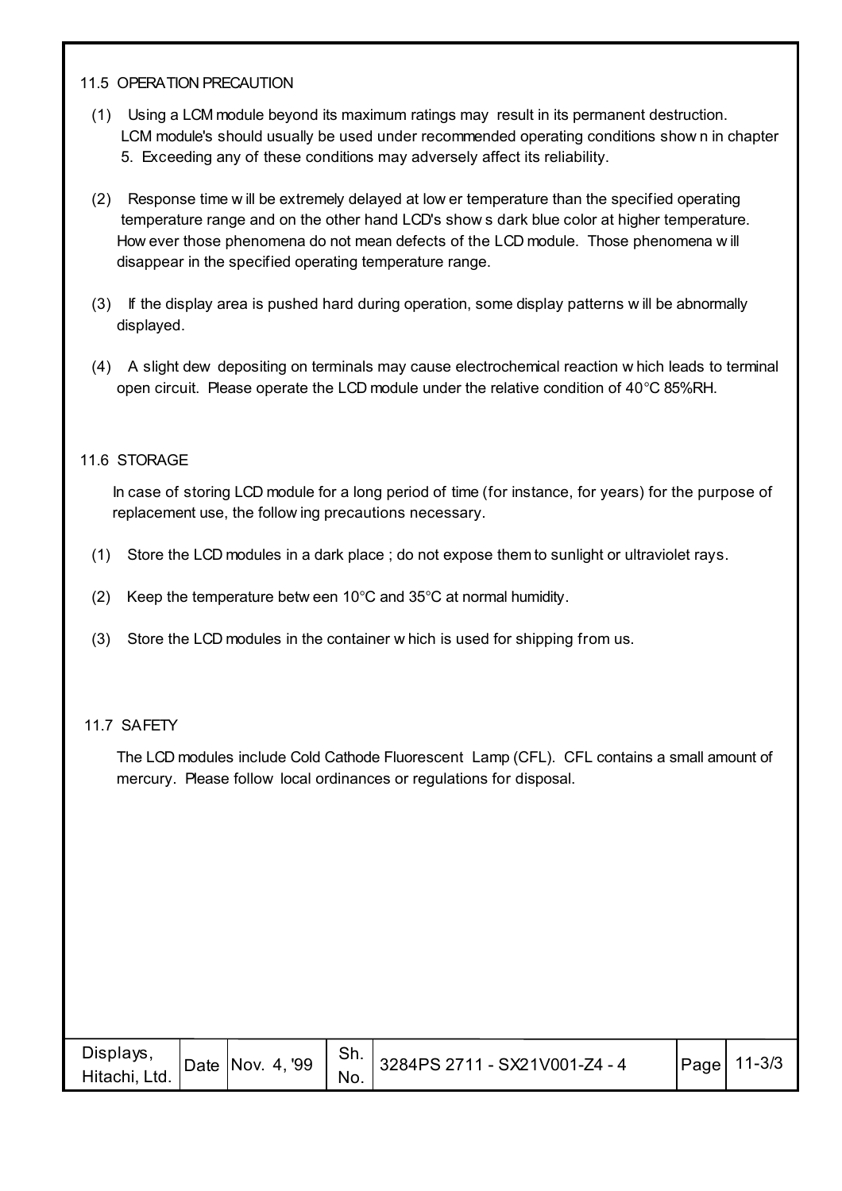## 11.5 OPERATION PRECAUTION

(1) Using a LCM module beyond its maximum ratings may result in its permanent destruction. LCM module's should usually be used under recommended operating conditions shown in chapter 5. Exceeding any of these conditions may adversely affect its reliability.

(2) Response time will be extremely delayed at lower temperature than the specified operating temperature range and on the other hand LCD's shows dark blue color at higher temperature. However those phenomena do not mean defects of the LCD module. Those phenomena will disappear in the specified operating temperature range.

(3) If the display area is pushed hard during operation, some display patterns will be abnormally displayed.

(4) A slight dew depositing on terminals may cause electrochemical reaction which leads to terminal open circuit. Please operate the LCD module under the relative condition of 40°C 85%RH.

## 11.6 STORAGE

In case of storing LCD module for a long period of time (for instance, for years) for the purpose of replacement use, the following precautions necessary.

(1) Store the LCD modules in a dark place ; do not expose them to sunlight or ultraviolet rays.

(2) Keep the temperature between 10°C and 35°C at normal humidity.

(3) Store the LCD modules in the container which is used for shipping from us.

## 11.7 SAFETY

The LCD modules include Cold Cathode Fluorescent Lamp (CFL). CFL contains a small amount of mercury. Please follow local ordinances or regulations for disposal.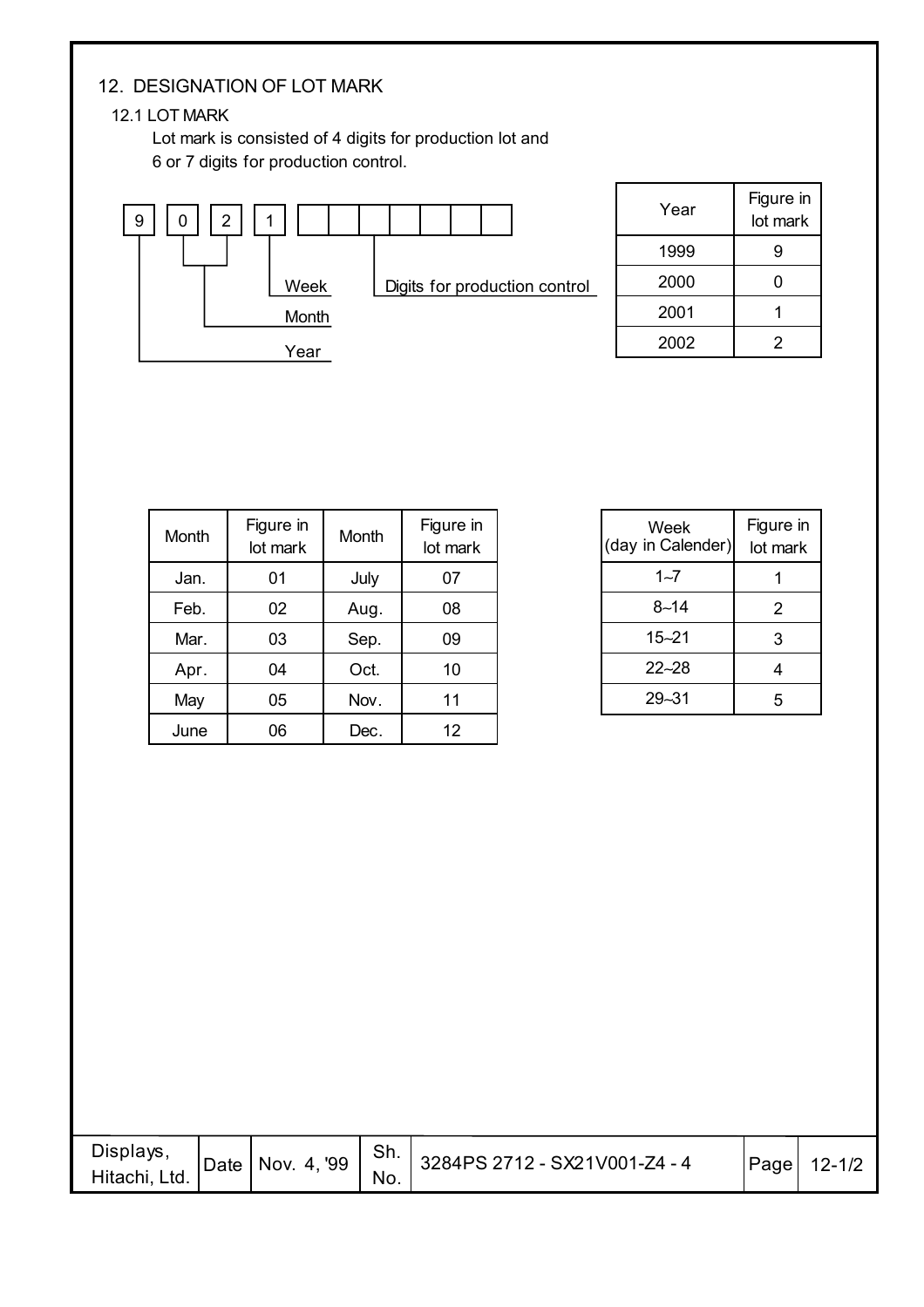## 12. DESIGNATION OF LOT MARK

### 12.1 LOT MARK

Lot mark is consisted of 4 digits for production lot and 6 or 7 digits for production control.

| 9 | 0 | 2 | 1 | | | | | | | |
|---|---|---|---|---|---|---|---|---|---|---|

- 9: Year
- 0 2: Month
- 1: Week
- Remaining digits: Digits for production control

| Year | Figure in lot mark |
|---|---|
| 1999 | 9 |
| 2000 | 0 |
| 2001 | 1 |
| 2002 | 2 |

| Month | Figure in lot mark | Month | Figure in lot mark |
|---|---|---|---|
| Jan. | 01 | July | 07 |
| Feb. | 02 | Aug. | 08 |
| Mar. | 03 | Sep. | 09 |
| Apr. | 04 | Oct. | 10 |
| May | 05 | Nov. | 11 |
| June | 06 | Dec. | 12 |

| Week (day in Calender) | Figure in lot mark |
|---|---|
| 1~7 | 1 |
| 8~14 | 2 |
| 15~21 | 3 |
| 22~28 | 4 |
| 29~31 | 5 |

| Displays, Hitachi, Ltd. | Date | Nov. 4, '99 | Sh. No. | 3284PS 2712 - SX21V001-Z4 - 4 | Page | 12-1/2 |
|---|---|---|---|---|---|---|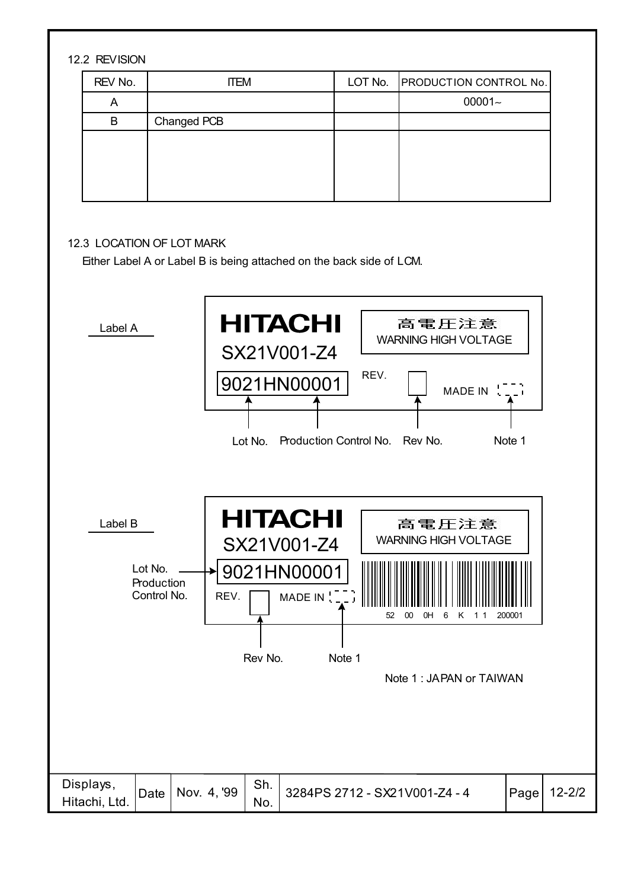12.2 REVISION

| REV No. | ITEM | LOT No. | PRODUCTION CONTROL No. |
|---|---|---|---|
| A | | | 00001~ |
| B | Changed PCB | | |
| | | | |

12.3 LOCATION OF LOT MARK

Either Label A or Label B is being attached on the back side of LCM.

Label A

HITACHI
SX21V001-Z4
9021HN00001
高電圧注意
WARNING HIGH VOLTAGE
REV.
MADE IN

Lot No. Production Control No. Rev No. Note 1

Label B

HITACHI
SX21V001-Z4
9021HN00001
高電圧注意
WARNING HIGH VOLTAGE
REV. MADE IN
52 00 0H 6 K 1 1 200001

Lot No. Production Control No.

Rev No. Note 1

Note 1 : JAPAN or TAIWAN

| Displays, Hitachi, Ltd. | Date | Nov. 4, '99 | Sh. No. | 3284PS 2712 - SX21V001-Z4 - 4 | Page | 12-2/2 |
|---|---|---|---|---|---|---|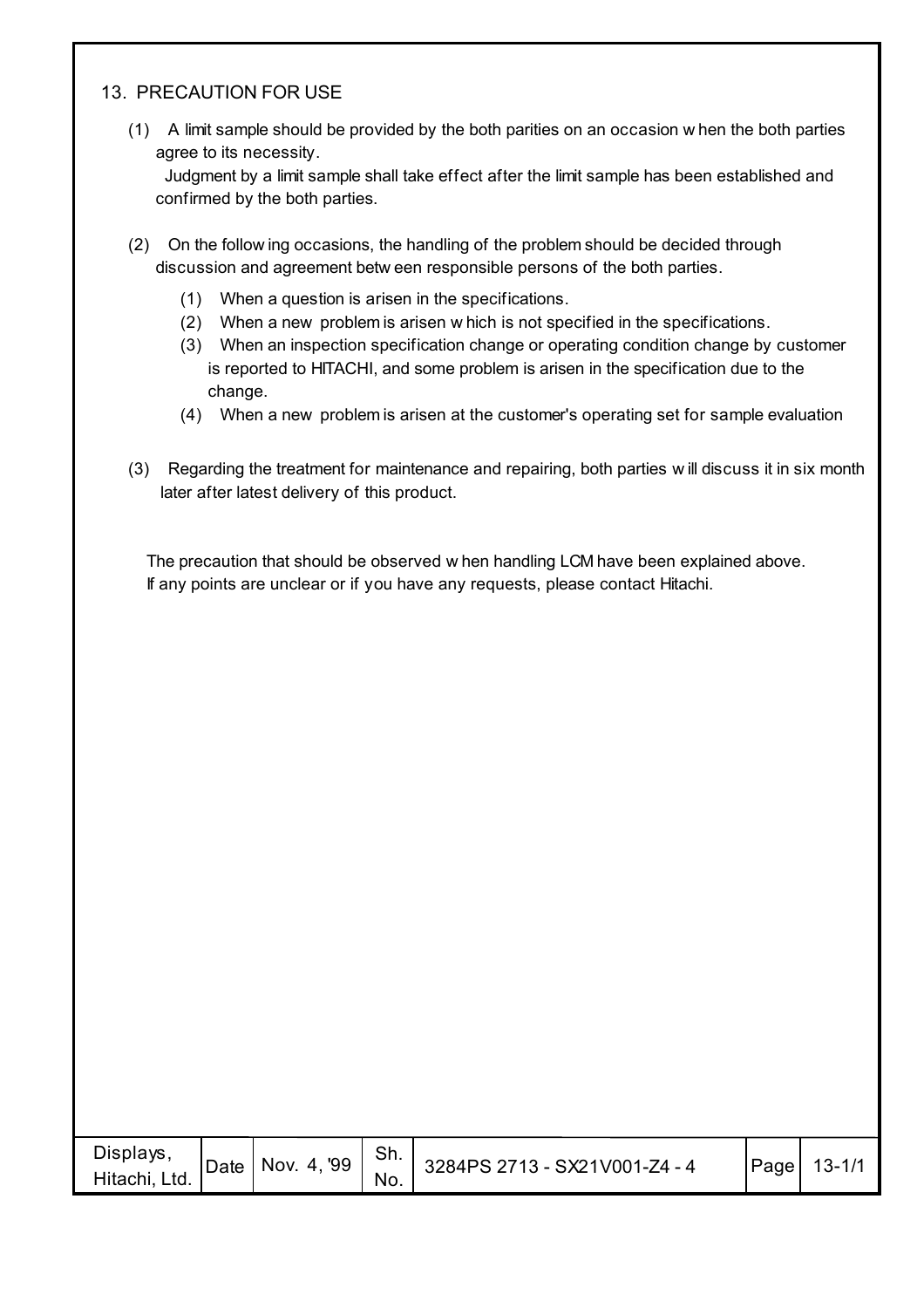## 13. PRECAUTION FOR USE

(1) A limit sample should be provided by the both parities on an occasion when the both parties agree to its necessity.
Judgment by a limit sample shall take effect after the limit sample has been established and confirmed by the both parties.

(2) On the following occasions, the handling of the problem should be decided through discussion and agreement between responsible persons of the both parties.

- (1) When a question is arisen in the specifications.
- (2) When a new problem is arisen which is not specified in the specifications.
- (3) When an inspection specification change or operating condition change by customer is reported to HITACHI, and some problem is arisen in the specification due to the change.
- (4) When a new problem is arisen at the customer's operating set for sample evaluation

(3) Regarding the treatment for maintenance and repairing, both parties will discuss it in six month later after latest delivery of this product.

The precaution that should be observed when handling LCM have been explained above.
If any points are unclear or if you have any requests, please contact Hitachi.